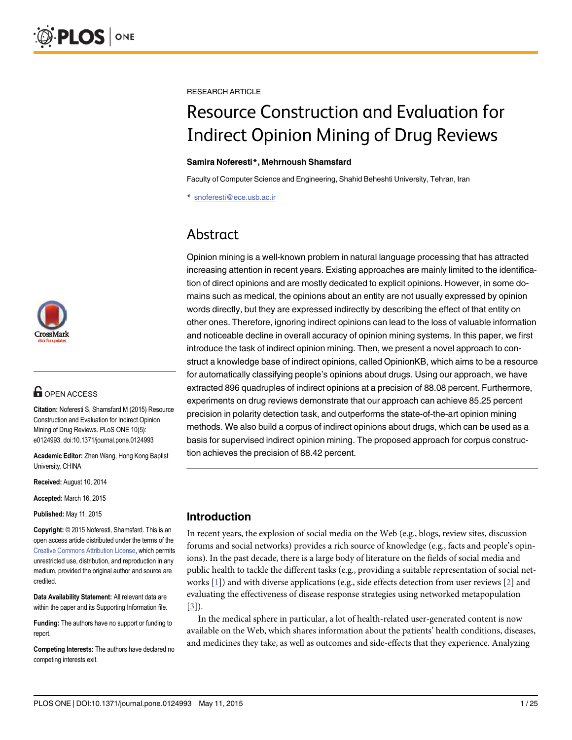RESEARCH ARTICLE

# Resource Construction and Evaluation for Indirect Opinion Mining of Drug Reviews

**Samira Noferesti*, Mehrnoush Shamsfard**

Faculty of Computer Science and Engineering, Shahid Beheshti University, Tehran, Iran

* snoferesti@ece.usb.ac.ir

OPEN ACCESS

**Citation:** Noferesti S, Shamsfard M (2015) Resource Construction and Evaluation for Indirect Opinion Mining of Drug Reviews. PLoS ONE 10(5): e0124993. doi:10.1371/journal.pone.0124993

**Academic Editor:** Zhen Wang, Hong Kong Baptist University, CHINA

**Received:** August 10, 2014

**Accepted:** March 16, 2015

**Published:** May 11, 2015

**Copyright:** © 2015 Noferesti, Shamsfard. This is an open access article distributed under the terms of the Creative Commons Attribution License, which permits unrestricted use, distribution, and reproduction in any medium, provided the original author and source are credited.

**Data Availability Statement:** All relevant data are within the paper and its Supporting Information file.

**Funding:** The authors have no support or funding to report.

**Competing Interests:** The authors have declared no competing interests exit.

## Abstract

Opinion mining is a well-known problem in natural language processing that has attracted increasing attention in recent years. Existing approaches are mainly limited to the identification of direct opinions and are mostly dedicated to explicit opinions. However, in some domains such as medical, the opinions about an entity are not usually expressed by opinion words directly, but they are expressed indirectly by describing the effect of that entity on other ones. Therefore, ignoring indirect opinions can lead to the loss of valuable information and noticeable decline in overall accuracy of opinion mining systems. In this paper, we first introduce the task of indirect opinion mining. Then, we present a novel approach to construct a knowledge base of indirect opinions, called OpinionKB, which aims to be a resource for automatically classifying people's opinions about drugs. Using our approach, we have extracted 896 quadruples of indirect opinions at a precision of 88.08 percent. Furthermore, experiments on drug reviews demonstrate that our approach can achieve 85.25 percent precision in polarity detection task, and outperforms the state-of-the-art opinion mining methods. We also build a corpus of indirect opinions about drugs, which can be used as a basis for supervised indirect opinion mining. The proposed approach for corpus construction achieves the precision of 88.42 percent.

## Introduction

In recent years, the explosion of social media on the Web (e.g., blogs, review sites, discussion forums and social networks) provides a rich source of knowledge (e.g., facts and people's opinions). In the past decade, there is a large body of literature on the fields of social media and public health to tackle the different tasks (e.g., providing a suitable representation of social networks [1]) and with diverse applications (e.g., side effects detection from user reviews [2] and evaluating the effectiveness of disease response strategies using networked metapopulation [3]).

In the medical sphere in particular, a lot of health-related user-generated content is now available on the Web, which shares information about the patients' health conditions, diseases, and medicines they take, as well as outcomes and side-effects that they experience. Analyzing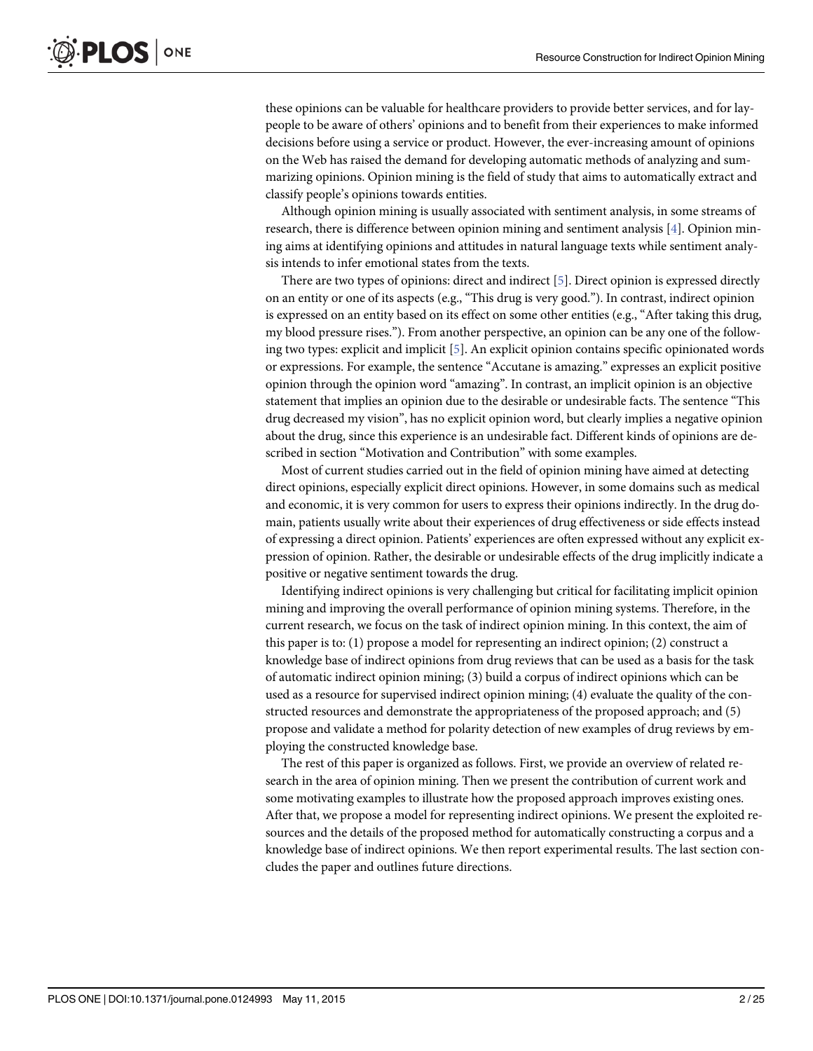these opinions can be valuable for healthcare providers to provide better services, and for laypeople to be aware of others' opinions and to benefit from their experiences to make informed decisions before using a service or product. However, the ever-increasing amount of opinions on the Web has raised the demand for developing automatic methods of analyzing and summarizing opinions. Opinion mining is the field of study that aims to automatically extract and classify people's opinions towards entities.

Although opinion mining is usually associated with sentiment analysis, in some streams of research, there is difference between opinion mining and sentiment analysis [4]. Opinion mining aims at identifying opinions and attitudes in natural language texts while sentiment analysis intends to infer emotional states from the texts.

There are two types of opinions: direct and indirect [5]. Direct opinion is expressed directly on an entity or one of its aspects (e.g., "This drug is very good."). In contrast, indirect opinion is expressed on an entity based on its effect on some other entities (e.g., "After taking this drug, my blood pressure rises."). From another perspective, an opinion can be any one of the following two types: explicit and implicit [5]. An explicit opinion contains specific opinionated words or expressions. For example, the sentence "Accutane is amazing." expresses an explicit positive opinion through the opinion word "amazing". In contrast, an implicit opinion is an objective statement that implies an opinion due to the desirable or undesirable facts. The sentence "This drug decreased my vision", has no explicit opinion word, but clearly implies a negative opinion about the drug, since this experience is an undesirable fact. Different kinds of opinions are described in section "Motivation and Contribution" with some examples.

Most of current studies carried out in the field of opinion mining have aimed at detecting direct opinions, especially explicit direct opinions. However, in some domains such as medical and economic, it is very common for users to express their opinions indirectly. In the drug domain, patients usually write about their experiences of drug effectiveness or side effects instead of expressing a direct opinion. Patients' experiences are often expressed without any explicit expression of opinion. Rather, the desirable or undesirable effects of the drug implicitly indicate a positive or negative sentiment towards the drug.

Identifying indirect opinions is very challenging but critical for facilitating implicit opinion mining and improving the overall performance of opinion mining systems. Therefore, in the current research, we focus on the task of indirect opinion mining. In this context, the aim of this paper is to: (1) propose a model for representing an indirect opinion; (2) construct a knowledge base of indirect opinions from drug reviews that can be used as a basis for the task of automatic indirect opinion mining; (3) build a corpus of indirect opinions which can be used as a resource for supervised indirect opinion mining; (4) evaluate the quality of the constructed resources and demonstrate the appropriateness of the proposed approach; and (5) propose and validate a method for polarity detection of new examples of drug reviews by employing the constructed knowledge base.

The rest of this paper is organized as follows. First, we provide an overview of related research in the area of opinion mining. Then we present the contribution of current work and some motivating examples to illustrate how the proposed approach improves existing ones. After that, we propose a model for representing indirect opinions. We present the exploited resources and the details of the proposed method for automatically constructing a corpus and a knowledge base of indirect opinions. We then report experimental results. The last section concludes the paper and outlines future directions.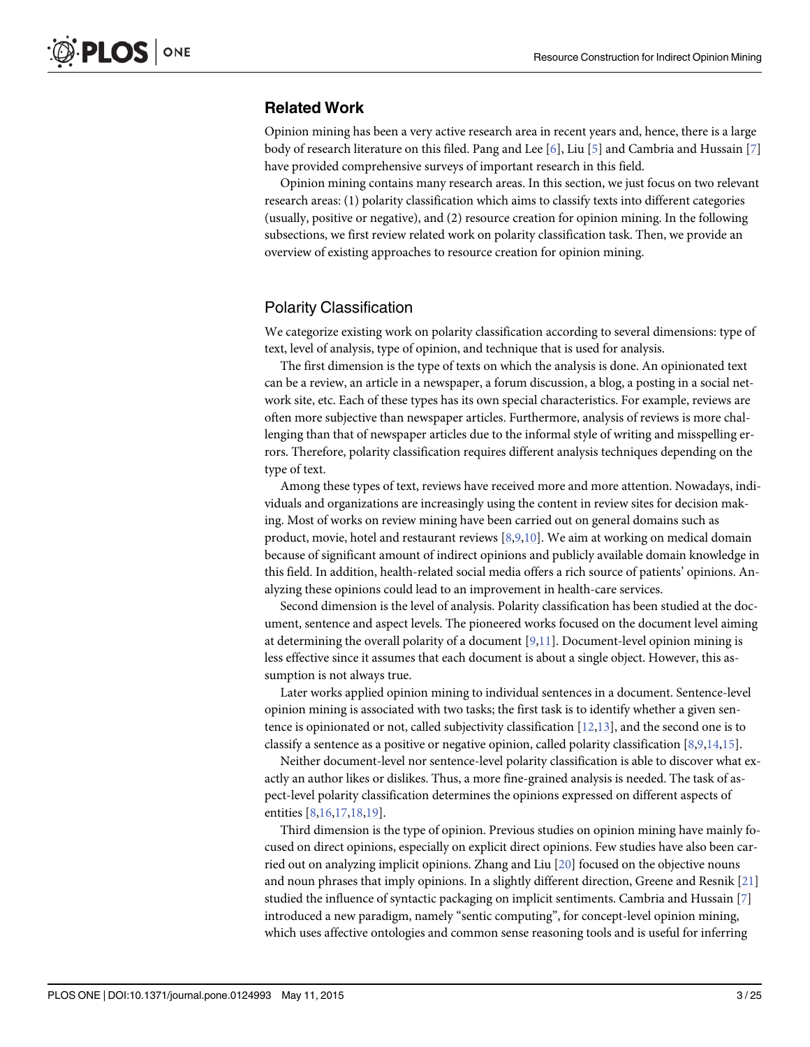## Related Work

Opinion mining has been a very active research area in recent years and, hence, there is a large body of research literature on this filed. Pang and Lee [6], Liu [5] and Cambria and Hussain [7] have provided comprehensive surveys of important research in this field.

Opinion mining contains many research areas. In this section, we just focus on two relevant research areas: (1) polarity classification which aims to classify texts into different categories (usually, positive or negative), and (2) resource creation for opinion mining. In the following subsections, we first review related work on polarity classification task. Then, we provide an overview of existing approaches to resource creation for opinion mining.

### Polarity Classification

We categorize existing work on polarity classification according to several dimensions: type of text, level of analysis, type of opinion, and technique that is used for analysis.

The first dimension is the type of texts on which the analysis is done. An opinionated text can be a review, an article in a newspaper, a forum discussion, a blog, a posting in a social network site, etc. Each of these types has its own special characteristics. For example, reviews are often more subjective than newspaper articles. Furthermore, analysis of reviews is more challenging than that of newspaper articles due to the informal style of writing and misspelling errors. Therefore, polarity classification requires different analysis techniques depending on the type of text.

Among these types of text, reviews have received more and more attention. Nowadays, individuals and organizations are increasingly using the content in review sites for decision making. Most of works on review mining have been carried out on general domains such as product, movie, hotel and restaurant reviews [8,9,10]. We aim at working on medical domain because of significant amount of indirect opinions and publicly available domain knowledge in this field. In addition, health-related social media offers a rich source of patients' opinions. Analyzing these opinions could lead to an improvement in health-care services.

Second dimension is the level of analysis. Polarity classification has been studied at the document, sentence and aspect levels. The pioneered works focused on the document level aiming at determining the overall polarity of a document [9,11]. Document-level opinion mining is less effective since it assumes that each document is about a single object. However, this assumption is not always true.

Later works applied opinion mining to individual sentences in a document. Sentence-level opinion mining is associated with two tasks; the first task is to identify whether a given sentence is opinionated or not, called subjectivity classification [12,13], and the second one is to classify a sentence as a positive or negative opinion, called polarity classification [8,9,14,15].

Neither document-level nor sentence-level polarity classification is able to discover what exactly an author likes or dislikes. Thus, a more fine-grained analysis is needed. The task of aspect-level polarity classification determines the opinions expressed on different aspects of entities [8,16,17,18,19].

Third dimension is the type of opinion. Previous studies on opinion mining have mainly focused on direct opinions, especially on explicit direct opinions. Few studies have also been carried out on analyzing implicit opinions. Zhang and Liu [20] focused on the objective nouns and noun phrases that imply opinions. In a slightly different direction, Greene and Resnik [21] studied the influence of syntactic packaging on implicit sentiments. Cambria and Hussain [7] introduced a new paradigm, namely "sentic computing", for concept-level opinion mining, which uses affective ontologies and common sense reasoning tools and is useful for inferring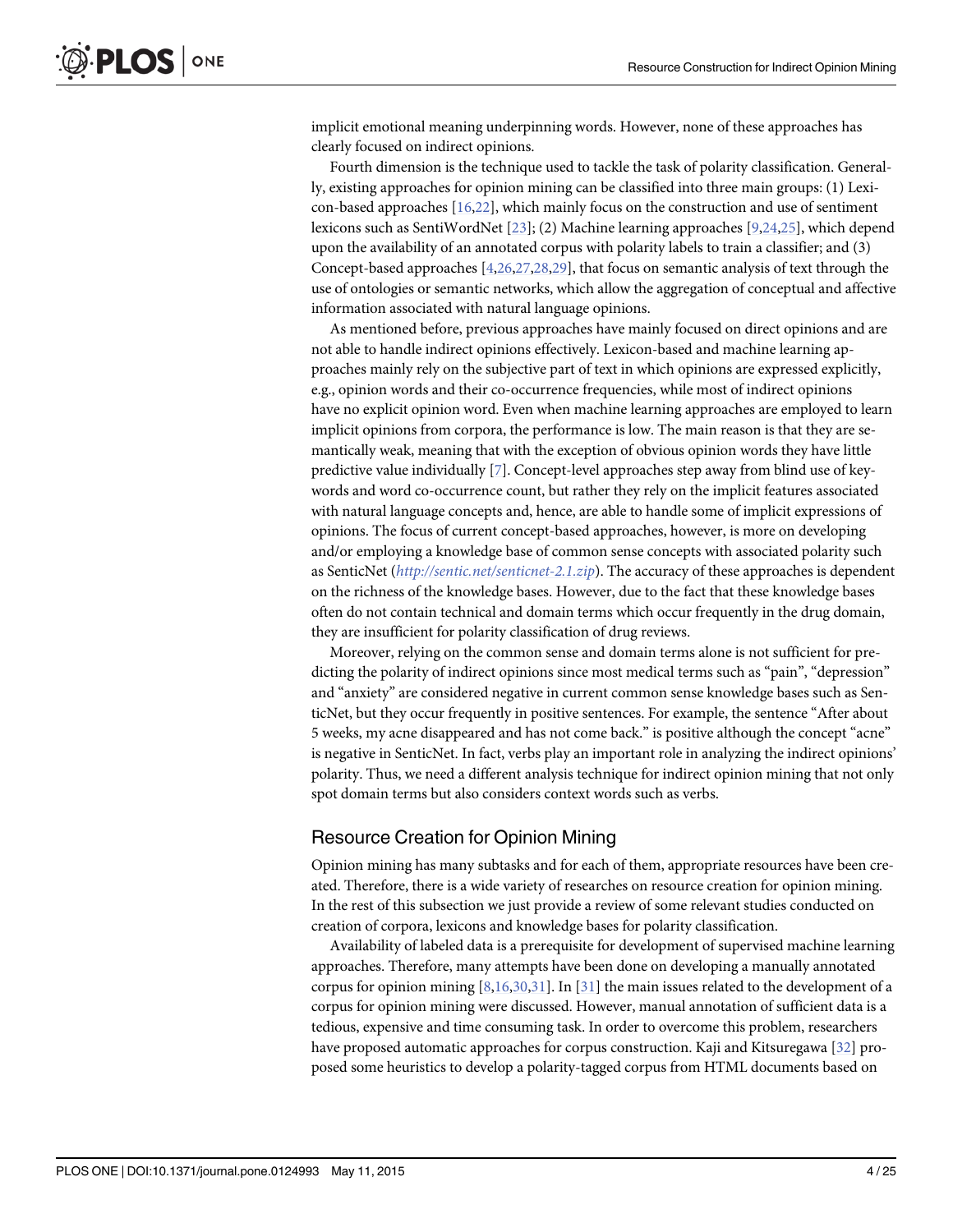implicit emotional meaning underpinning words. However, none of these approaches has clearly focused on indirect opinions.

Fourth dimension is the technique used to tackle the task of polarity classification. Generally, existing approaches for opinion mining can be classified into three main groups: (1) Lexicon-based approaches [16,22], which mainly focus on the construction and use of sentiment lexicons such as SentiWordNet [23]; (2) Machine learning approaches [9,24,25], which depend upon the availability of an annotated corpus with polarity labels to train a classifier; and (3) Concept-based approaches [4,26,27,28,29], that focus on semantic analysis of text through the use of ontologies or semantic networks, which allow the aggregation of conceptual and affective information associated with natural language opinions.

As mentioned before, previous approaches have mainly focused on direct opinions and are not able to handle indirect opinions effectively. Lexicon-based and machine learning approaches mainly rely on the subjective part of text in which opinions are expressed explicitly, e.g., opinion words and their co-occurrence frequencies, while most of indirect opinions have no explicit opinion word. Even when machine learning approaches are employed to learn implicit opinions from corpora, the performance is low. The main reason is that they are semantically weak, meaning that with the exception of obvious opinion words they have little predictive value individually [7]. Concept-level approaches step away from blind use of keywords and word co-occurrence count, but rather they rely on the implicit features associated with natural language concepts and, hence, are able to handle some of implicit expressions of opinions. The focus of current concept-based approaches, however, is more on developing and/or employing a knowledge base of common sense concepts with associated polarity such as SenticNet (*http://sentic.net/senticnet-2.1.zip*). The accuracy of these approaches is dependent on the richness of the knowledge bases. However, due to the fact that these knowledge bases often do not contain technical and domain terms which occur frequently in the drug domain, they are insufficient for polarity classification of drug reviews.

Moreover, relying on the common sense and domain terms alone is not sufficient for predicting the polarity of indirect opinions since most medical terms such as "pain", "depression" and "anxiety" are considered negative in current common sense knowledge bases such as SenticNet, but they occur frequently in positive sentences. For example, the sentence "After about 5 weeks, my acne disappeared and has not come back." is positive although the concept "acne" is negative in SenticNet. In fact, verbs play an important role in analyzing the indirect opinions' polarity. Thus, we need a different analysis technique for indirect opinion mining that not only spot domain terms but also considers context words such as verbs.

## Resource Creation for Opinion Mining

Opinion mining has many subtasks and for each of them, appropriate resources have been created. Therefore, there is a wide variety of researches on resource creation for opinion mining. In the rest of this subsection we just provide a review of some relevant studies conducted on creation of corpora, lexicons and knowledge bases for polarity classification.

Availability of labeled data is a prerequisite for development of supervised machine learning approaches. Therefore, many attempts have been done on developing a manually annotated corpus for opinion mining [8,16,30,31]. In [31] the main issues related to the development of a corpus for opinion mining were discussed. However, manual annotation of sufficient data is a tedious, expensive and time consuming task. In order to overcome this problem, researchers have proposed automatic approaches for corpus construction. Kaji and Kitsuregawa [32] proposed some heuristics to develop a polarity-tagged corpus from HTML documents based on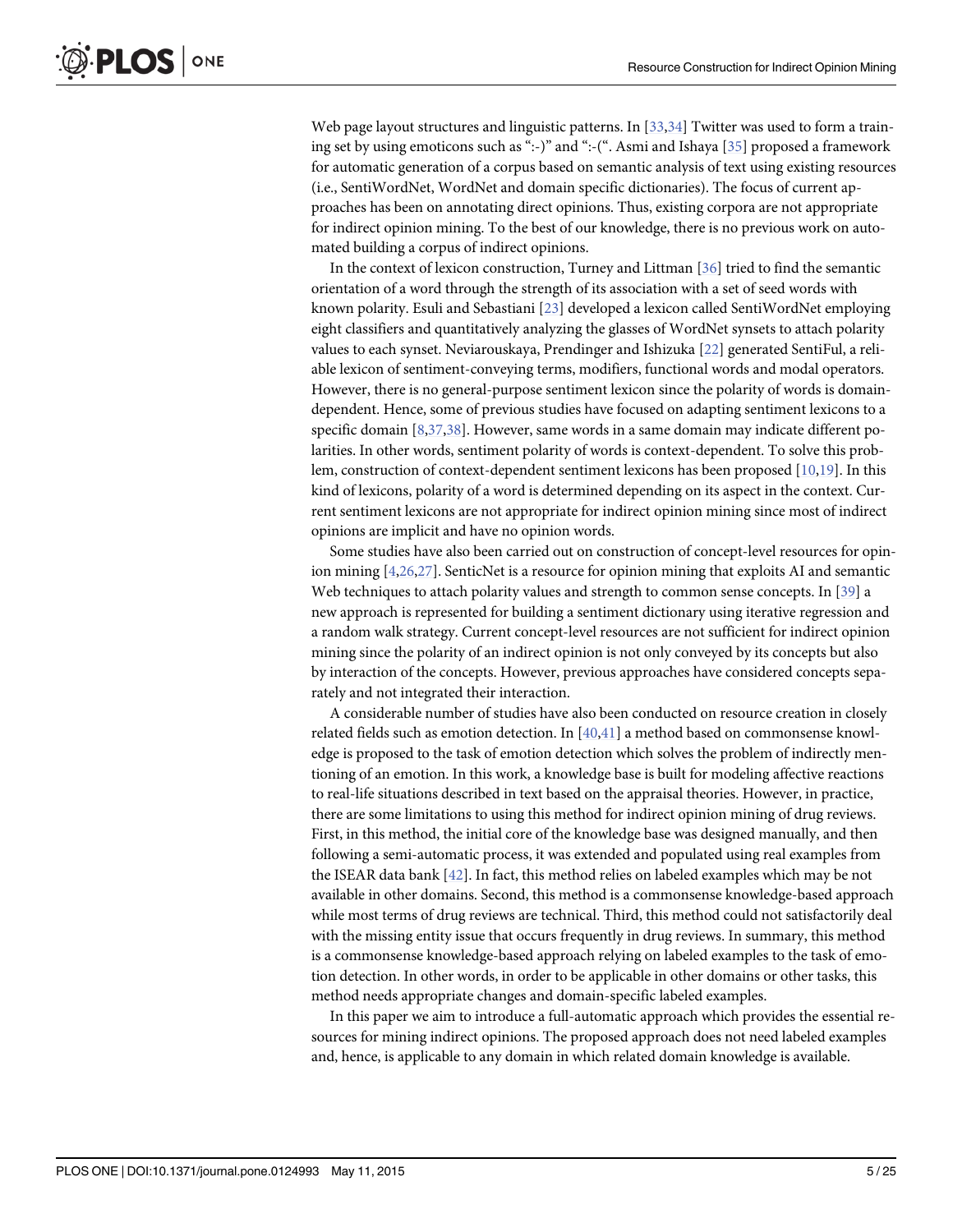Web page layout structures and linguistic patterns. In [33,34] Twitter was used to form a training set by using emoticons such as ":-)" and ":-(". Asmi and Ishaya [35] proposed a framework for automatic generation of a corpus based on semantic analysis of text using existing resources (i.e., SentiWordNet, WordNet and domain specific dictionaries). The focus of current approaches has been on annotating direct opinions. Thus, existing corpora are not appropriate for indirect opinion mining. To the best of our knowledge, there is no previous work on automated building a corpus of indirect opinions.

In the context of lexicon construction, Turney and Littman [36] tried to find the semantic orientation of a word through the strength of its association with a set of seed words with known polarity. Esuli and Sebastiani [23] developed a lexicon called SentiWordNet employing eight classifiers and quantitatively analyzing the glasses of WordNet synsets to attach polarity values to each synset. Neviarouskaya, Prendinger and Ishizuka [22] generated SentiFul, a reliable lexicon of sentiment-conveying terms, modifiers, functional words and modal operators. However, there is no general-purpose sentiment lexicon since the polarity of words is domain-dependent. Hence, some of previous studies have focused on adapting sentiment lexicons to a specific domain [8,37,38]. However, same words in a same domain may indicate different polarities. In other words, sentiment polarity of words is context-dependent. To solve this problem, construction of context-dependent sentiment lexicons has been proposed [10,19]. In this kind of lexicons, polarity of a word is determined depending on its aspect in the context. Current sentiment lexicons are not appropriate for indirect opinion mining since most of indirect opinions are implicit and have no opinion words.

Some studies have also been carried out on construction of concept-level resources for opinion mining [4,26,27]. SenticNet is a resource for opinion mining that exploits AI and semantic Web techniques to attach polarity values and strength to common sense concepts. In [39] a new approach is represented for building a sentiment dictionary using iterative regression and a random walk strategy. Current concept-level resources are not sufficient for indirect opinion mining since the polarity of an indirect opinion is not only conveyed by its concepts but also by interaction of the concepts. However, previous approaches have considered concepts separately and not integrated their interaction.

A considerable number of studies have also been conducted on resource creation in closely related fields such as emotion detection. In [40,41] a method based on commonsense knowledge is proposed to the task of emotion detection which solves the problem of indirectly mentioning of an emotion. In this work, a knowledge base is built for modeling affective reactions to real-life situations described in text based on the appraisal theories. However, in practice, there are some limitations to using this method for indirect opinion mining of drug reviews. First, in this method, the initial core of the knowledge base was designed manually, and then following a semi-automatic process, it was extended and populated using real examples from the ISEAR data bank [42]. In fact, this method relies on labeled examples which may be not available in other domains. Second, this method is a commonsense knowledge-based approach while most terms of drug reviews are technical. Third, this method could not satisfactorily deal with the missing entity issue that occurs frequently in drug reviews. In summary, this method is a commonsense knowledge-based approach relying on labeled examples to the task of emotion detection. In other words, in order to be applicable in other domains or other tasks, this method needs appropriate changes and domain-specific labeled examples.

In this paper we aim to introduce a full-automatic approach which provides the essential resources for mining indirect opinions. The proposed approach does not need labeled examples and, hence, is applicable to any domain in which related domain knowledge is available.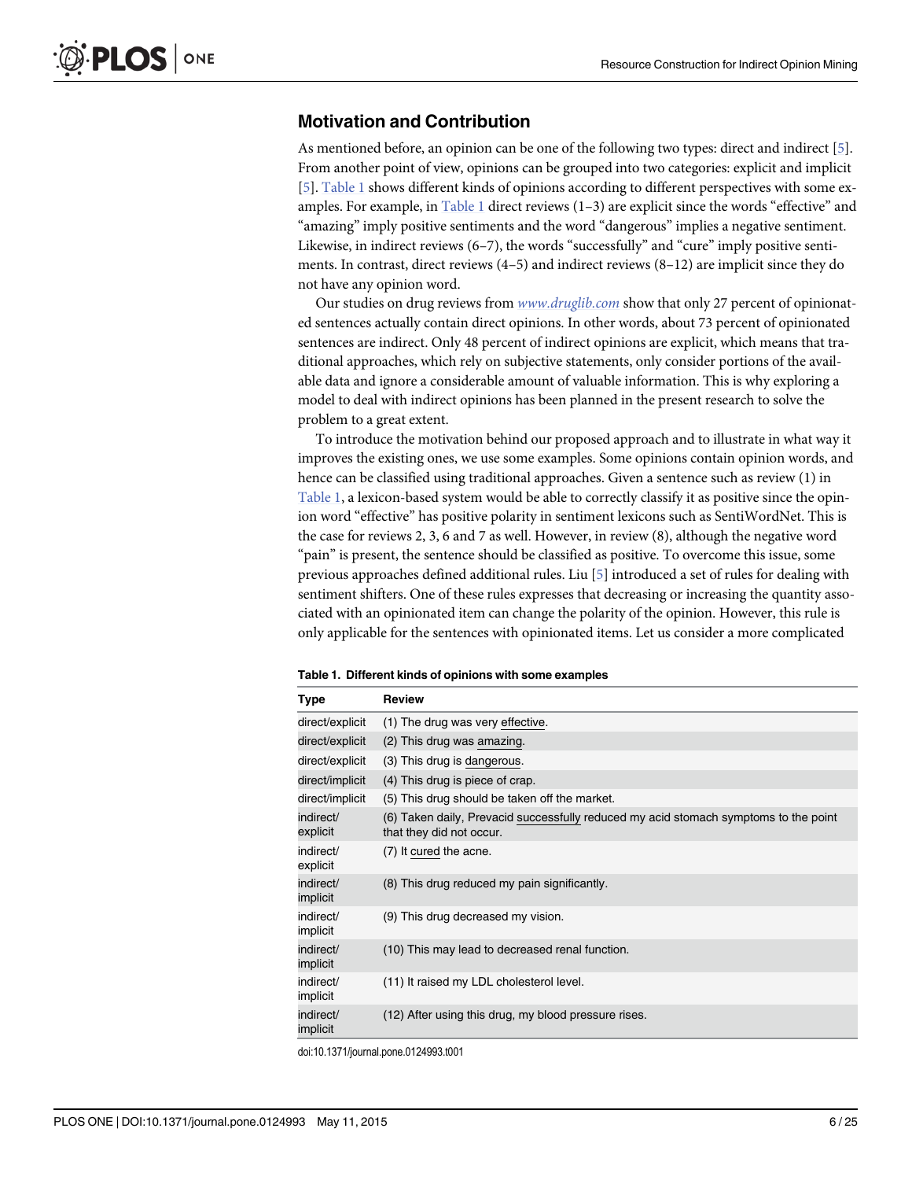## Motivation and Contribution

As mentioned before, an opinion can be one of the following two types: direct and indirect [5]. From another point of view, opinions can be grouped into two categories: explicit and implicit [5]. Table 1 shows different kinds of opinions according to different perspectives with some examples. For example, in Table 1 direct reviews (1–3) are explicit since the words "effective" and "amazing" imply positive sentiments and the word "dangerous" implies a negative sentiment. Likewise, in indirect reviews (6–7), the words "successfully" and "cure" imply positive sentiments. In contrast, direct reviews (4–5) and indirect reviews (8–12) are implicit since they do not have any opinion word.

Our studies on drug reviews from *www.druglib.com* show that only 27 percent of opinionated sentences actually contain direct opinions. In other words, about 73 percent of opinionated sentences are indirect. Only 48 percent of indirect opinions are explicit, which means that traditional approaches, which rely on subjective statements, only consider portions of the available data and ignore a considerable amount of valuable information. This is why exploring a model to deal with indirect opinions has been planned in the present research to solve the problem to a great extent.

To introduce the motivation behind our proposed approach and to illustrate in what way it improves the existing ones, we use some examples. Some opinions contain opinion words, and hence can be classified using traditional approaches. Given a sentence such as review (1) in Table 1, a lexicon-based system would be able to correctly classify it as positive since the opinion word "effective" has positive polarity in sentiment lexicons such as SentiWordNet. This is the case for reviews 2, 3, 6 and 7 as well. However, in review (8), although the negative word "pain" is present, the sentence should be classified as positive. To overcome this issue, some previous approaches defined additional rules. Liu [5] introduced a set of rules for dealing with sentiment shifters. One of these rules expresses that decreasing or increasing the quantity associated with an opinionated item can change the polarity of the opinion. However, this rule is only applicable for the sentences with opinionated items. Let us consider a more complicated

**Table 1. Different kinds of opinions with some examples**

| Type | Review |
|---|---|
| direct/explicit | (1) The drug was very effective. |
| direct/explicit | (2) This drug was amazing. |
| direct/explicit | (3) This drug is dangerous. |
| direct/implicit | (4) This drug is piece of crap. |
| direct/implicit | (5) This drug should be taken off the market. |
| indirect/explicit | (6) Taken daily, Prevacid successfully reduced my acid stomach symptoms to the point that they did not occur. |
| indirect/explicit | (7) It cured the acne. |
| indirect/implicit | (8) This drug reduced my pain significantly. |
| indirect/implicit | (9) This drug decreased my vision. |
| indirect/implicit | (10) This may lead to decreased renal function. |
| indirect/implicit | (11) It raised my LDL cholesterol level. |
| indirect/implicit | (12) After using this drug, my blood pressure rises. |

doi:10.1371/journal.pone.0124993.t001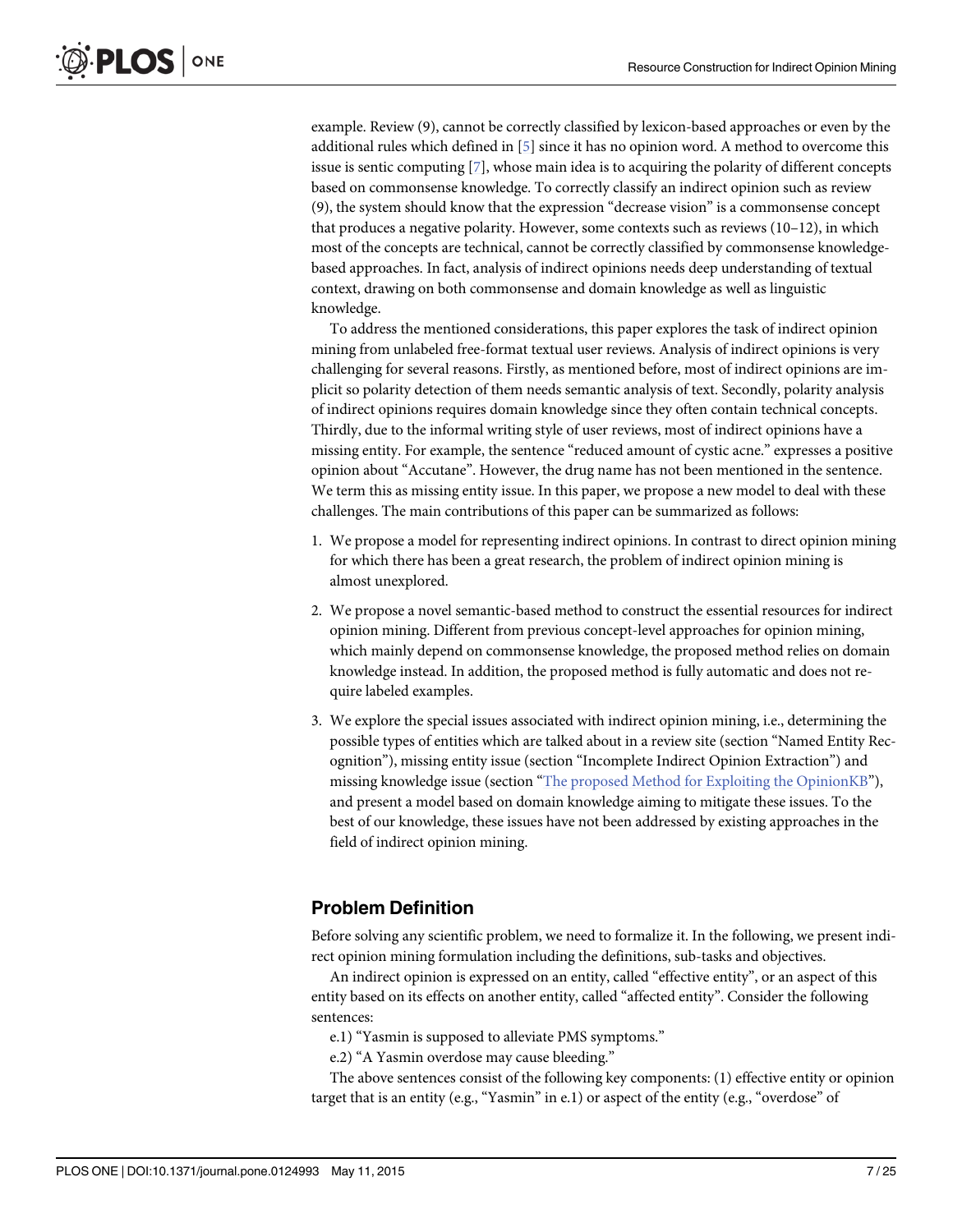example. Review (9), cannot be correctly classified by lexicon-based approaches or even by the additional rules which defined in [5] since it has no opinion word. A method to overcome this issue is sentic computing [7], whose main idea is to acquiring the polarity of different concepts based on commonsense knowledge. To correctly classify an indirect opinion such as review (9), the system should know that the expression "decrease vision" is a commonsense concept that produces a negative polarity. However, some contexts such as reviews (10–12), in which most of the concepts are technical, cannot be correctly classified by commonsense knowledge-based approaches. In fact, analysis of indirect opinions needs deep understanding of textual context, drawing on both commonsense and domain knowledge as well as linguistic knowledge.

To address the mentioned considerations, this paper explores the task of indirect opinion mining from unlabeled free-format textual user reviews. Analysis of indirect opinions is very challenging for several reasons. Firstly, as mentioned before, most of indirect opinions are implicit so polarity detection of them needs semantic analysis of text. Secondly, polarity analysis of indirect opinions requires domain knowledge since they often contain technical concepts. Thirdly, due to the informal writing style of user reviews, most of indirect opinions have a missing entity. For example, the sentence "reduced amount of cystic acne." expresses a positive opinion about "Accutane". However, the drug name has not been mentioned in the sentence. We term this as missing entity issue. In this paper, we propose a new model to deal with these challenges. The main contributions of this paper can be summarized as follows:

1. We propose a model for representing indirect opinions. In contrast to direct opinion mining for which there has been a great research, the problem of indirect opinion mining is almost unexplored.
2. We propose a novel semantic-based method to construct the essential resources for indirect opinion mining. Different from previous concept-level approaches for opinion mining, which mainly depend on commonsense knowledge, the proposed method relies on domain knowledge instead. In addition, the proposed method is fully automatic and does not require labeled examples.
3. We explore the special issues associated with indirect opinion mining, i.e., determining the possible types of entities which are talked about in a review site (section "Named Entity Recognition"), missing entity issue (section "Incomplete Indirect Opinion Extraction") and missing knowledge issue (section "The proposed Method for Exploiting the OpinionKB"), and present a model based on domain knowledge aiming to mitigate these issues. To the best of our knowledge, these issues have not been addressed by existing approaches in the field of indirect opinion mining.

## Problem Definition

Before solving any scientific problem, we need to formalize it. In the following, we present indirect opinion mining formulation including the definitions, sub-tasks and objectives.

An indirect opinion is expressed on an entity, called "effective entity", or an aspect of this entity based on its effects on another entity, called "affected entity". Consider the following sentences:

e.1) "Yasmin is supposed to alleviate PMS symptoms."

e.2) "A Yasmin overdose may cause bleeding."

The above sentences consist of the following key components: (1) effective entity or opinion target that is an entity (e.g., "Yasmin" in e.1) or aspect of the entity (e.g., "overdose" of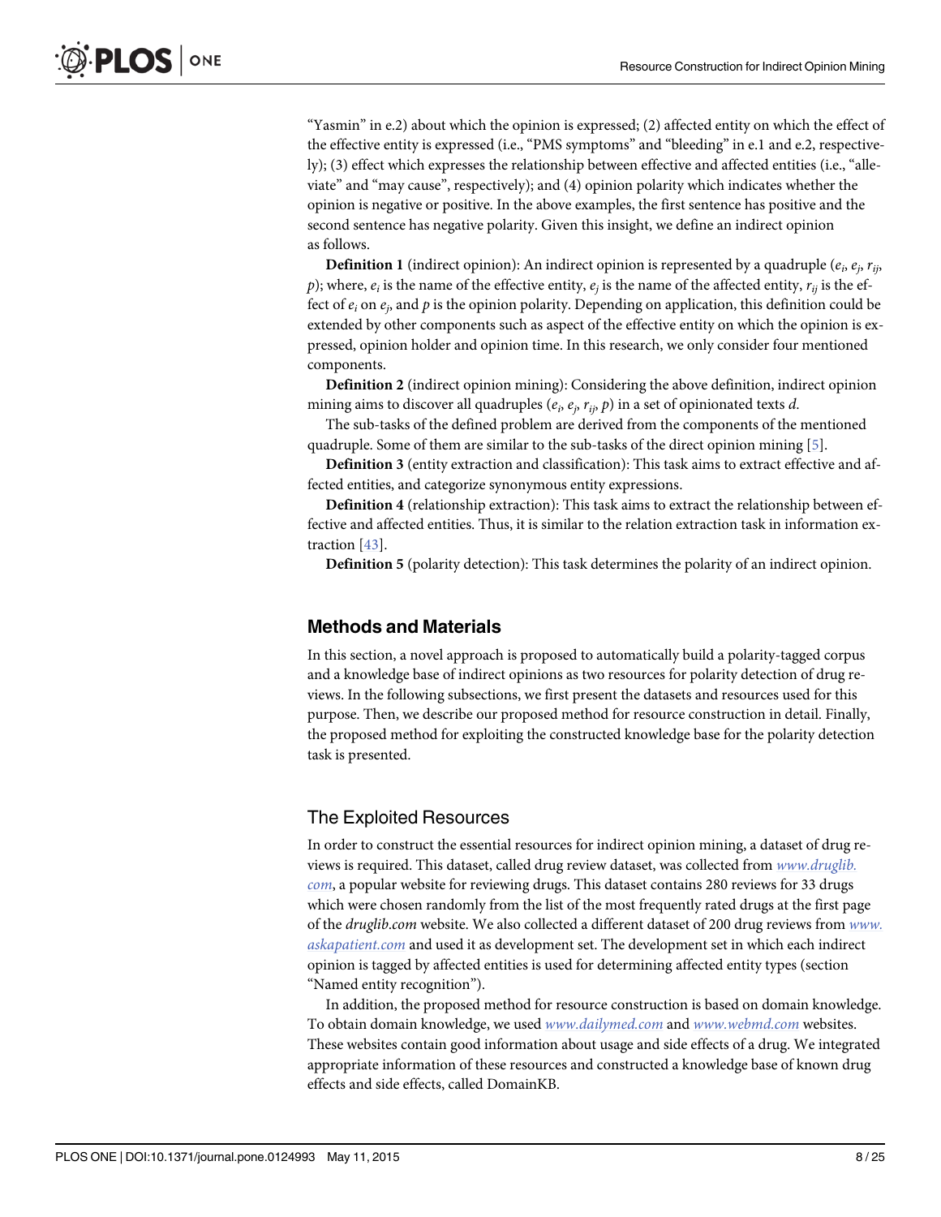"Yasmin" in e.2) about which the opinion is expressed; (2) affected entity on which the effect of the effective entity is expressed (i.e., "PMS symptoms" and "bleeding" in e.1 and e.2, respectively); (3) effect which expresses the relationship between effective and affected entities (i.e., "alleviate" and "may cause", respectively); and (4) opinion polarity which indicates whether the opinion is negative or positive. In the above examples, the first sentence has positive and the second sentence has negative polarity. Given this insight, we define an indirect opinion as follows.

**Definition 1** (indirect opinion): An indirect opinion is represented by a quadruple ($e_i$, $e_j$, $r_{ij}$, $p$); where, $e_i$ is the name of the effective entity, $e_j$ is the name of the affected entity, $r_{ij}$ is the effect of $e_i$ on $e_j$, and $p$ is the opinion polarity. Depending on application, this definition could be extended by other components such as aspect of the effective entity on which the opinion is expressed, opinion holder and opinion time. In this research, we only consider four mentioned components.

**Definition 2** (indirect opinion mining): Considering the above definition, indirect opinion mining aims to discover all quadruples ($e_i$, $e_j$, $r_{ij}$, $p$) in a set of opinionated texts *d*.

The sub-tasks of the defined problem are derived from the components of the mentioned quadruple. Some of them are similar to the sub-tasks of the direct opinion mining [5].

**Definition 3** (entity extraction and classification): This task aims to extract effective and affected entities, and categorize synonymous entity expressions.

**Definition 4** (relationship extraction): This task aims to extract the relationship between effective and affected entities. Thus, it is similar to the relation extraction task in information extraction [43].

**Definition 5** (polarity detection): This task determines the polarity of an indirect opinion.

## Methods and Materials

In this section, a novel approach is proposed to automatically build a polarity-tagged corpus and a knowledge base of indirect opinions as two resources for polarity detection of drug reviews. In the following subsections, we first present the datasets and resources used for this purpose. Then, we describe our proposed method for resource construction in detail. Finally, the proposed method for exploiting the constructed knowledge base for the polarity detection task is presented.

### The Exploited Resources

In order to construct the essential resources for indirect opinion mining, a dataset of drug reviews is required. This dataset, called drug review dataset, was collected from www.druglib.com, a popular website for reviewing drugs. This dataset contains 280 reviews for 33 drugs which were chosen randomly from the list of the most frequently rated drugs at the first page of the *druglib.com* website. We also collected a different dataset of 200 drug reviews from www.askapatient.com and used it as development set. The development set in which each indirect opinion is tagged by affected entities is used for determining affected entity types (section "Named entity recognition").

In addition, the proposed method for resource construction is based on domain knowledge. To obtain domain knowledge, we used www.dailymed.com and www.webmd.com websites. These websites contain good information about usage and side effects of a drug. We integrated appropriate information of these resources and constructed a knowledge base of known drug effects and side effects, called DomainKB.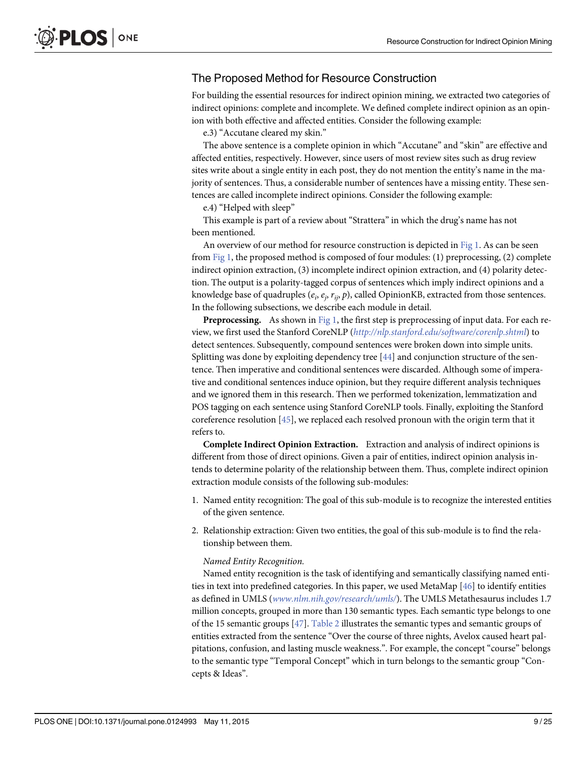## The Proposed Method for Resource Construction

For building the essential resources for indirect opinion mining, we extracted two categories of indirect opinions: complete and incomplete. We defined complete indirect opinion as an opinion with both effective and affected entities. Consider the following example:

e.3) "Accutane cleared my skin."

The above sentence is a complete opinion in which "Accutane" and "skin" are effective and affected entities, respectively. However, since users of most review sites such as drug review sites write about a single entity in each post, they do not mention the entity's name in the majority of sentences. Thus, a considerable number of sentences have a missing entity. These sentences are called incomplete indirect opinions. Consider the following example:

e.4) "Helped with sleep"

This example is part of a review about "Strattera" in which the drug's name has not been mentioned.

An overview of our method for resource construction is depicted in Fig 1. As can be seen from Fig 1, the proposed method is composed of four modules: (1) preprocessing, (2) complete indirect opinion extraction, (3) incomplete indirect opinion extraction, and (4) polarity detection. The output is a polarity-tagged corpus of sentences which imply indirect opinions and a knowledge base of quadruples ($e_i$, $e_j$, $r_{ij}$, $p$), called OpinionKB, extracted from those sentences. In the following subsections, we describe each module in detail.

**Preprocessing.** As shown in Fig 1, the first step is preprocessing of input data. For each review, we first used the Stanford CoreNLP (*http://nlp.stanford.edu/software/corenlp.shtml*) to detect sentences. Subsequently, compound sentences were broken down into simple units. Splitting was done by exploiting dependency tree [44] and conjunction structure of the sentence. Then imperative and conditional sentences were discarded. Although some of imperative and conditional sentences induce opinion, but they require different analysis techniques and we ignored them in this research. Then we performed tokenization, lemmatization and POS tagging on each sentence using Stanford CoreNLP tools. Finally, exploiting the Stanford coreference resolution [45], we replaced each resolved pronoun with the origin term that it refers to.

**Complete Indirect Opinion Extraction.** Extraction and analysis of indirect opinions is different from those of direct opinions. Given a pair of entities, indirect opinion analysis intends to determine polarity of the relationship between them. Thus, complete indirect opinion extraction module consists of the following sub-modules:

1. Named entity recognition: The goal of this sub-module is to recognize the interested entities of the given sentence.
2. Relationship extraction: Given two entities, the goal of this sub-module is to find the relationship between them.

*Named Entity Recognition.*

Named entity recognition is the task of identifying and semantically classifying named entities in text into predefined categories. In this paper, we used MetaMap [46] to identify entities as defined in UMLS (*www.nlm.nih.gov/research/umls/*). The UMLS Metathesaurus includes 1.7 million concepts, grouped in more than 130 semantic types. Each semantic type belongs to one of the 15 semantic groups [47]. Table 2 illustrates the semantic types and semantic groups of entities extracted from the sentence "Over the course of three nights, Avelox caused heart palpitations, confusion, and lasting muscle weakness.". For example, the concept "course" belongs to the semantic type "Temporal Concept" which in turn belongs to the semantic group "Concepts & Ideas".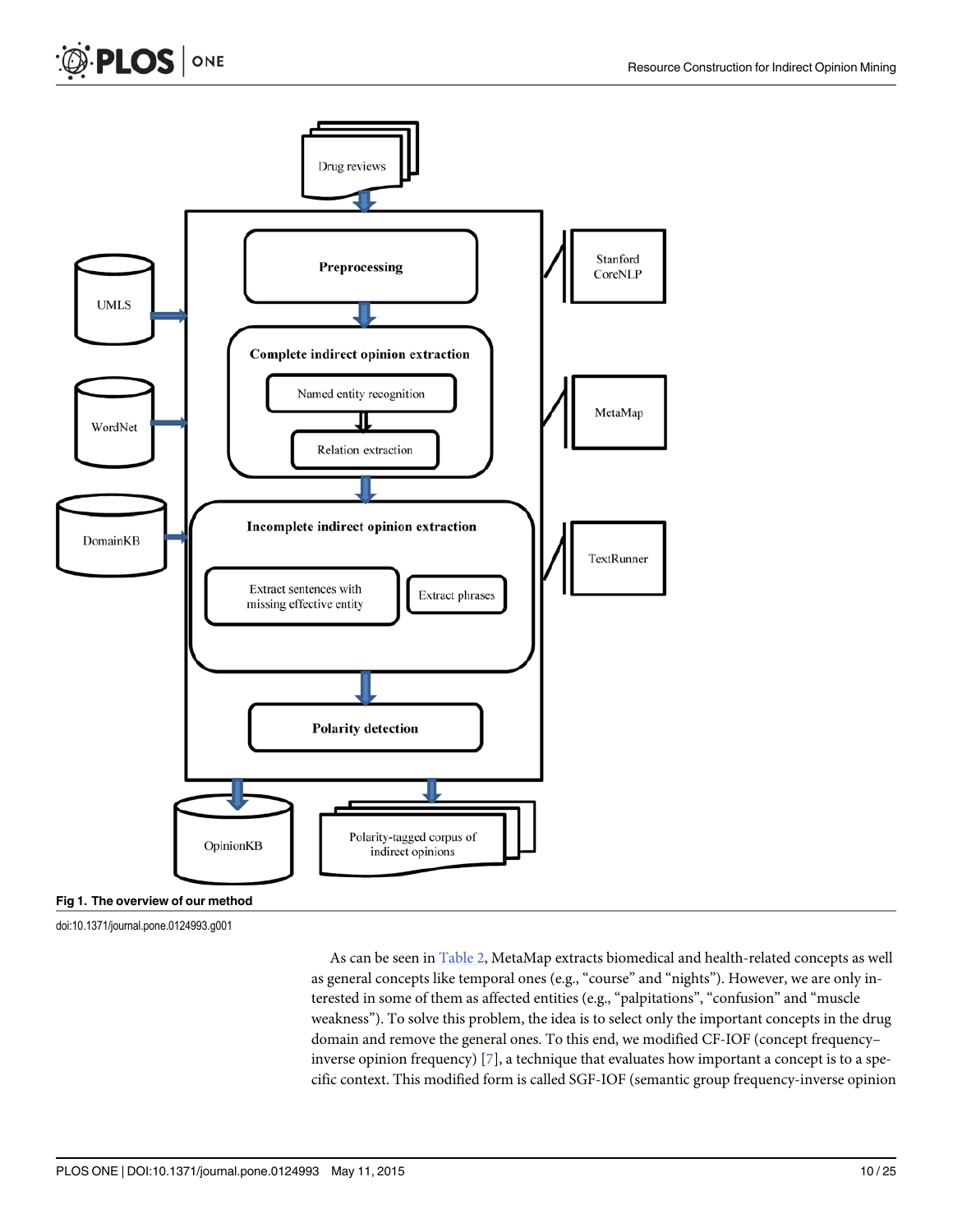Fig 1. The overview of our method

doi:10.1371/journal.pone.0124993.g001

As can be seen in Table 2, MetaMap extracts biomedical and health-related concepts as well as general concepts like temporal ones (e.g., "course" and "nights"). However, we are only interested in some of them as affected entities (e.g., "palpitations", "confusion" and "muscle weakness"). To solve this problem, the idea is to select only the important concepts in the drug domain and remove the general ones. To this end, we modified CF-IOF (concept frequency–inverse opinion frequency) [7], a technique that evaluates how important a concept is to a specific context. This modified form is called SGF-IOF (semantic group frequency-inverse opinion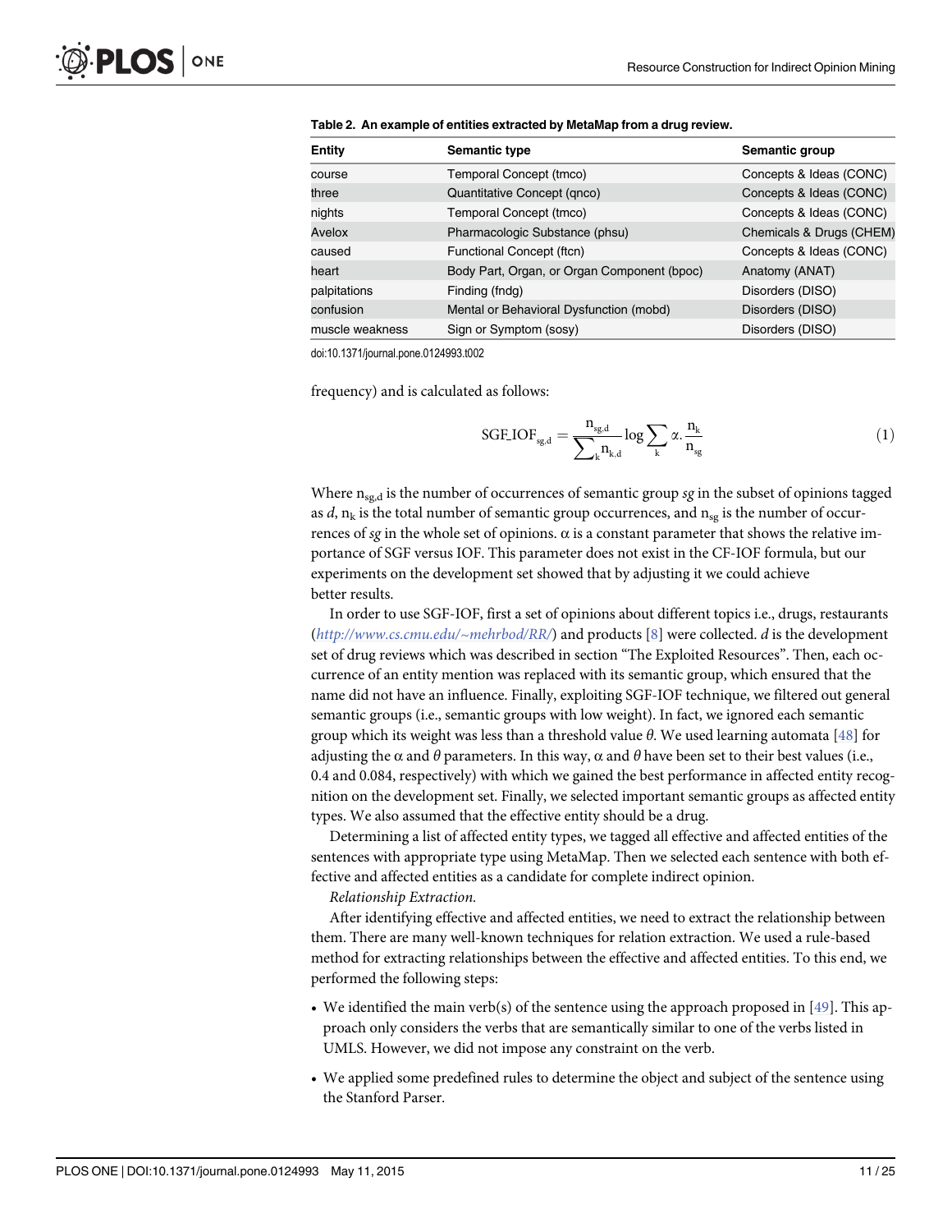**Table 2. An example of entities extracted by MetaMap from a drug review.**

| Entity | Semantic type | Semantic group |
|---|---|---|
| course | Temporal Concept (tmco) | Concepts & Ideas (CONC) |
| three | Quantitative Concept (qnco) | Concepts & Ideas (CONC) |
| nights | Temporal Concept (tmco) | Concepts & Ideas (CONC) |
| Avelox | Pharmacologic Substance (phsu) | Chemicals & Drugs (CHEM) |
| caused | Functional Concept (ftcn) | Concepts & Ideas (CONC) |
| heart | Body Part, Organ, or Organ Component (bpoc) | Anatomy (ANAT) |
| palpitations | Finding (fndg) | Disorders (DISO) |
| confusion | Mental or Behavioral Dysfunction (mobd) | Disorders (DISO) |
| muscle weakness | Sign or Symptom (sosy) | Disorders (DISO) |

doi:10.1371/journal.pone.0124993.t002

frequency) and is calculated as follows:

$$\text{SGF\_IOF}_{sg,d} = \frac{n_{sg,d}}{\sum_k n_{k,d}} \log \sum_k \alpha . \frac{n_k}{n_{sg}} \quad (1)$$

Where $n_{sg,d}$ is the number of occurrences of semantic group *sg* in the subset of opinions tagged as *d*, $n_k$ is the total number of semantic group occurrences, and $n_{sg}$ is the number of occurrences of *sg* in the whole set of opinions. $\alpha$ is a constant parameter that shows the relative importance of SGF versus IOF. This parameter does not exist in the CF-IOF formula, but our experiments on the development set showed that by adjusting it we could achieve better results.

In order to use SGF-IOF, first a set of opinions about different topics i.e., drugs, restaurants (*http://www.cs.cmu.edu/~mehrbod/RR/*) and products [8] were collected. *d* is the development set of drug reviews which was described in section "The Exploited Resources". Then, each occurrence of an entity mention was replaced with its semantic group, which ensured that the name did not have an influence. Finally, exploiting SGF-IOF technique, we filtered out general semantic groups (i.e., semantic groups with low weight). In fact, we ignored each semantic group which its weight was less than a threshold value $\theta$. We used learning automata [48] for adjusting the $\alpha$ and $\theta$ parameters. In this way, $\alpha$ and $\theta$ have been set to their best values (i.e., 0.4 and 0.084, respectively) with which we gained the best performance in affected entity recognition on the development set. Finally, we selected important semantic groups as affected entity types. We also assumed that the effective entity should be a drug.

Determining a list of affected entity types, we tagged all effective and affected entities of the sentences with appropriate type using MetaMap. Then we selected each sentence with both effective and affected entities as a candidate for complete indirect opinion.

*Relationship Extraction.*

After identifying effective and affected entities, we need to extract the relationship between them. There are many well-known techniques for relation extraction. We used a rule-based method for extracting relationships between the effective and affected entities. To this end, we performed the following steps:

- We identified the main verb(s) of the sentence using the approach proposed in [49]. This approach only considers the verbs that are semantically similar to one of the verbs listed in UMLS. However, we did not impose any constraint on the verb.
- We applied some predefined rules to determine the object and subject of the sentence using the Stanford Parser.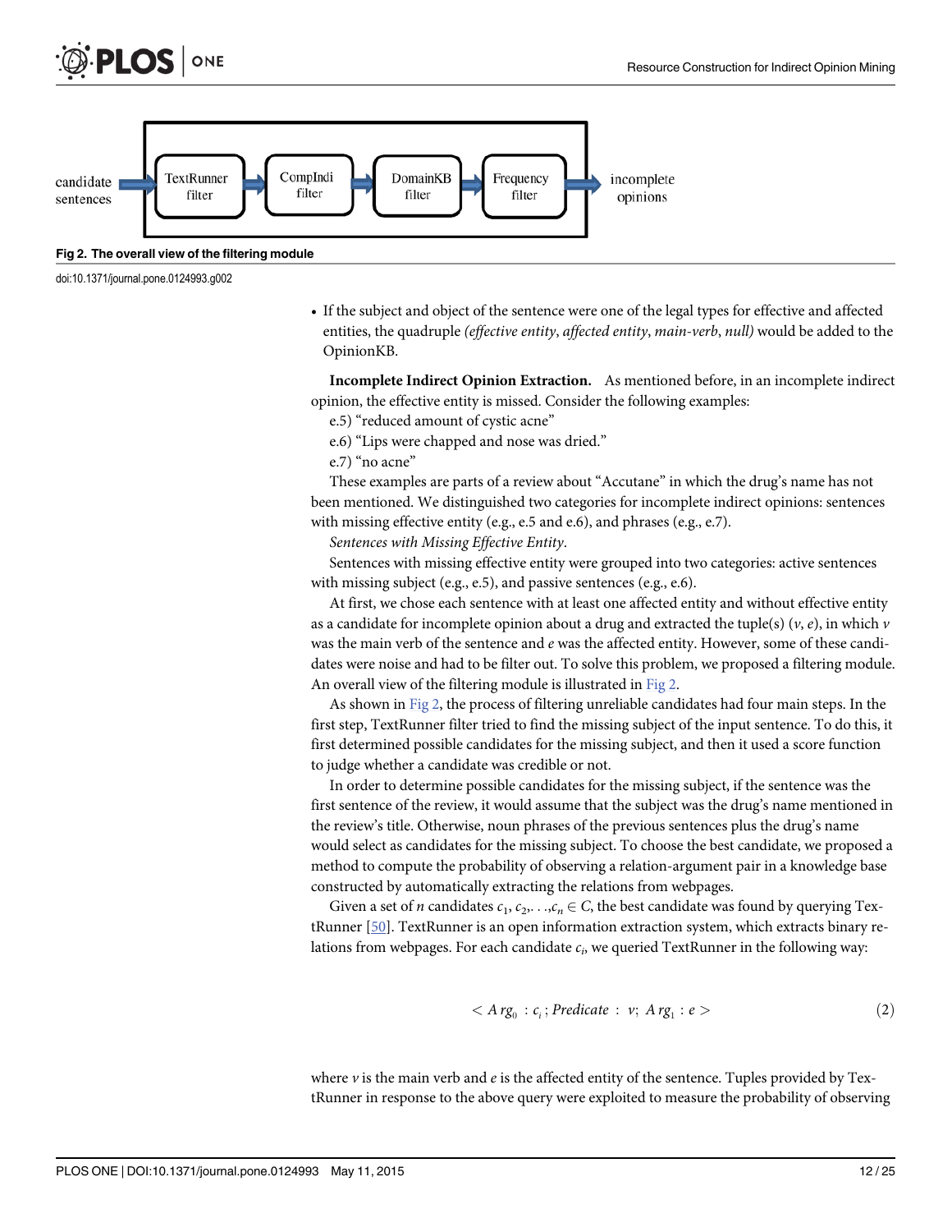candidate sentences → TextRunner filter → CompIndi filter → DomainKB filter → Frequency filter → incomplete opinions

**Fig 2. The overall view of the filtering module**

doi:10.1371/journal.pone.0124993.g002

- If the subject and object of the sentence were one of the legal types for effective and affected entities, the quadruple *(effective entity, affected entity, main-verb, null)* would be added to the OpinionKB.

**Incomplete Indirect Opinion Extraction.** As mentioned before, in an incomplete indirect opinion, the effective entity is missed. Consider the following examples:

e.5) "reduced amount of cystic acne"

e.6) "Lips were chapped and nose was dried."

e.7) "no acne"

These examples are parts of a review about "Accutane" in which the drug's name has not been mentioned. We distinguished two categories for incomplete indirect opinions: sentences with missing effective entity (e.g., e.5 and e.6), and phrases (e.g., e.7).

*Sentences with Missing Effective Entity*.

Sentences with missing effective entity were grouped into two categories: active sentences with missing subject (e.g., e.5), and passive sentences (e.g., e.6).

At first, we chose each sentence with at least one affected entity and without effective entity as a candidate for incomplete opinion about a drug and extracted the tuple(s) $(v, e)$, in which $v$ was the main verb of the sentence and $e$ was the affected entity. However, some of these candidates were noise and had to be filter out. To solve this problem, we proposed a filtering module. An overall view of the filtering module is illustrated in Fig 2.

As shown in Fig 2, the process of filtering unreliable candidates had four main steps. In the first step, TextRunner filter tried to find the missing subject of the input sentence. To do this, it first determined possible candidates for the missing subject, and then it used a score function to judge whether a candidate was credible or not.

In order to determine possible candidates for the missing subject, if the sentence was the first sentence of the review, it would assume that the subject was the drug's name mentioned in the review's title. Otherwise, noun phrases of the previous sentences plus the drug's name would select as candidates for the missing subject. To choose the best candidate, we proposed a method to compute the probability of observing a relation-argument pair in a knowledge base constructed by automatically extracting the relations from webpages.

Given a set of $n$ candidates $c_1, c_2, \ldots, c_n \in C$, the best candidate was found by querying TextRunner [50]. TextRunner is an open information extraction system, which extracts binary relations from webpages. For each candidate $c_i$, we queried TextRunner in the following way:

$$< Arg_0 : c_i ; Predicate : v; Arg_1 : e > \quad (2)$$

where $v$ is the main verb and $e$ is the affected entity of the sentence. Tuples provided by TextRunner in response to the above query were exploited to measure the probability of observing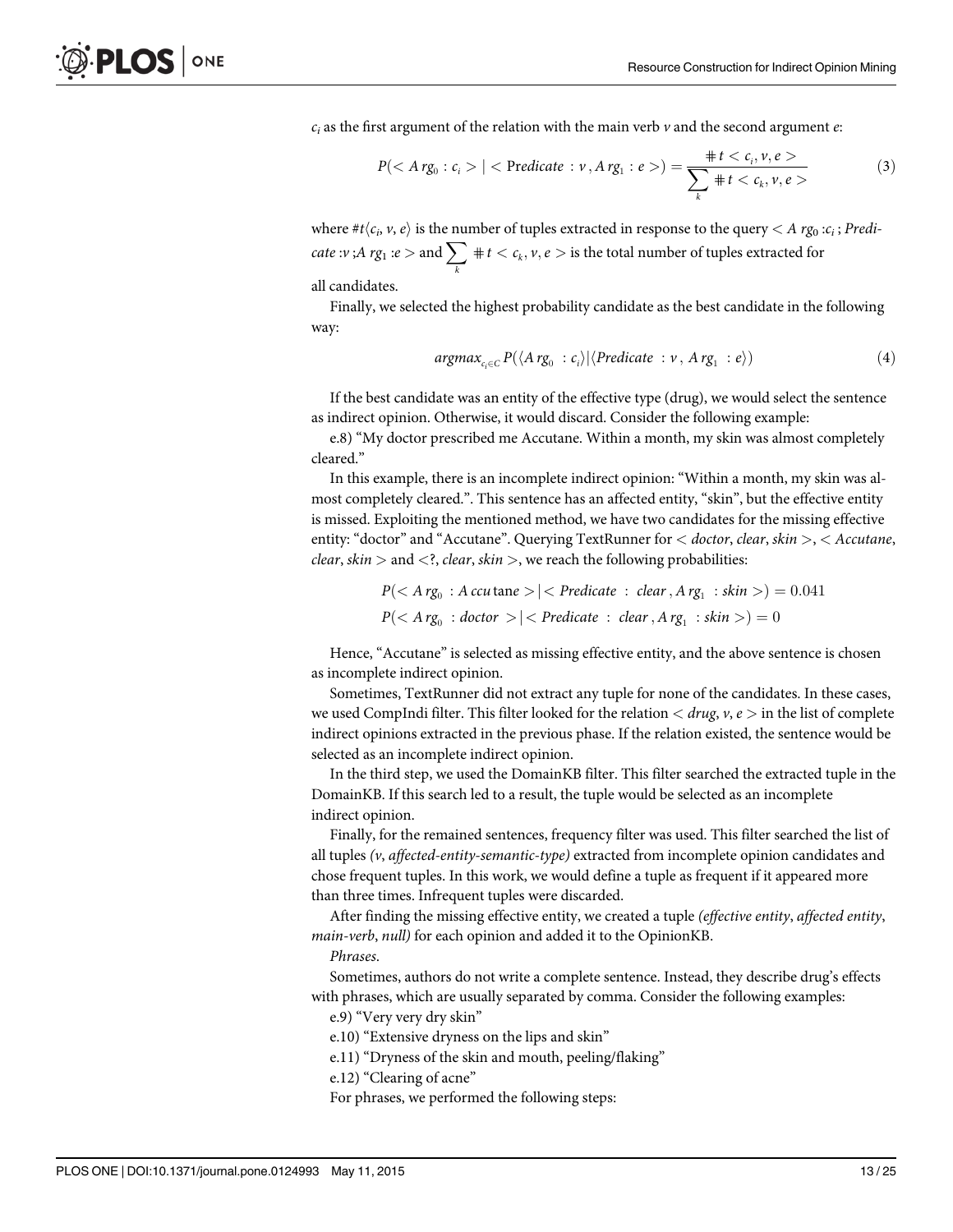$c_i$ as the first argument of the relation with the main verb $v$ and the second argument $e$:

$$P(< Arg_0 : c_i > | < Predicate : v, Arg_1 : e >) = \frac{\# t < c_i, v, e >}{\sum_k \# t < c_k, v, e >} \quad (3)$$

where $\#t\langle c_i, v, e\rangle$ is the number of tuples extracted in response to the query $< Arg_0 : c_i ; Predicate : v ; Arg_1 : e >$ and $\sum_k \# t < c_k, v, e >$ is the total number of tuples extracted for all candidates.

Finally, we selected the highest probability candidate as the best candidate in the following way:

$$argmax_{c_i \in C} P(\langle Arg_0 : c_i\rangle | \langle Predicate : v, Arg_1 : e\rangle) \quad (4)$$

If the best candidate was an entity of the effective type (drug), we would select the sentence as indirect opinion. Otherwise, it would discard. Consider the following example:

e.8) "My doctor prescribed me Accutane. Within a month, my skin was almost completely cleared."

In this example, there is an incomplete indirect opinion: "Within a month, my skin was almost completely cleared.". This sentence has an affected entity, "skin", but the effective entity is missed. Exploiting the mentioned method, we have two candidates for the missing effective entity: "doctor" and "Accutane". Querying TextRunner for $< doctor, clear, skin >$, $< Accutane, clear, skin >$ and $<?, clear, skin >$, we reach the following probabilities:

$$P(< Arg_0 : Accutane > | < Predicate : clear, Arg_1 : skin >) = 0.041$$
$$P(< Arg_0 : doctor > | < Predicate : clear, Arg_1 : skin >) = 0$$

Hence, "Accutane" is selected as missing effective entity, and the above sentence is chosen as incomplete indirect opinion.

Sometimes, TextRunner did not extract any tuple for none of the candidates. In these cases, we used CompIndi filter. This filter looked for the relation $< drug, v, e >$ in the list of complete indirect opinions extracted in the previous phase. If the relation existed, the sentence would be selected as an incomplete indirect opinion.

In the third step, we used the DomainKB filter. This filter searched the extracted tuple in the DomainKB. If this search led to a result, the tuple would be selected as an incomplete indirect opinion.

Finally, for the remained sentences, frequency filter was used. This filter searched the list of all tuples *(v, affected-entity-semantic-type)* extracted from incomplete opinion candidates and chose frequent tuples. In this work, we would define a tuple as frequent if it appeared more than three times. Infrequent tuples were discarded.

After finding the missing effective entity, we created a tuple *(effective entity, affected entity, main-verb, null)* for each opinion and added it to the OpinionKB.

*Phrases.*

Sometimes, authors do not write a complete sentence. Instead, they describe drug's effects with phrases, which are usually separated by comma. Consider the following examples:

e.9) "Very very dry skin"

e.10) "Extensive dryness on the lips and skin"

e.11) "Dryness of the skin and mouth, peeling/flaking"

e.12) "Clearing of acne"

For phrases, we performed the following steps: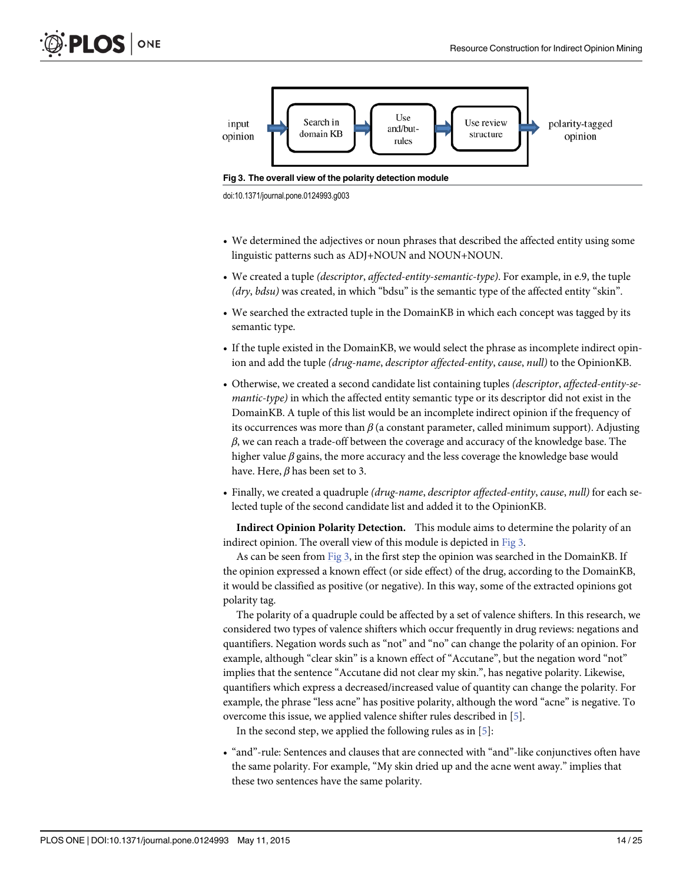input opinion

Search in domain KB

Use and/but-rules

Use review structure

polarity-tagged opinion

**Fig 3. The overall view of the polarity detection module**

doi:10.1371/journal.pone.0124993.g003

- We determined the adjectives or noun phrases that described the affected entity using some linguistic patterns such as ADJ+NOUN and NOUN+NOUN.
- We created a tuple *(descriptor, affected-entity-semantic-type)*. For example, in e.9, the tuple *(dry, bdsu)* was created, in which "bdsu" is the semantic type of the affected entity "skin".
- We searched the extracted tuple in the DomainKB in which each concept was tagged by its semantic type.
- If the tuple existed in the DomainKB, we would select the phrase as incomplete indirect opinion and add the tuple *(drug-name, descriptor affected-entity, cause, null)* to the OpinionKB.
- Otherwise, we created a second candidate list containing tuples *(descriptor, affected-entity-semantic-type)* in which the affected entity semantic type or its descriptor did not exist in the DomainKB. A tuple of this list would be an incomplete indirect opinion if the frequency of its occurrences was more than $\beta$ (a constant parameter, called minimum support). Adjusting $\beta$, we can reach a trade-off between the coverage and accuracy of the knowledge base. The higher value $\beta$ gains, the more accuracy and the less coverage the knowledge base would have. Here, $\beta$ has been set to 3.
- Finally, we created a quadruple *(drug-name, descriptor affected-entity, cause, null)* for each selected tuple of the second candidate list and added it to the OpinionKB.

**Indirect Opinion Polarity Detection.** This module aims to determine the polarity of an indirect opinion. The overall view of this module is depicted in Fig 3.

As can be seen from Fig 3, in the first step the opinion was searched in the DomainKB. If the opinion expressed a known effect (or side effect) of the drug, according to the DomainKB, it would be classified as positive (or negative). In this way, some of the extracted opinions got polarity tag.

The polarity of a quadruple could be affected by a set of valence shifters. In this research, we considered two types of valence shifters which occur frequently in drug reviews: negations and quantifiers. Negation words such as "not" and "no" can change the polarity of an opinion. For example, although "clear skin" is a known effect of "Accutane", but the negation word "not" implies that the sentence "Accutane did not clear my skin.", has negative polarity. Likewise, quantifiers which express a decreased/increased value of quantity can change the polarity. For example, the phrase "less acne" has positive polarity, although the word "acne" is negative. To overcome this issue, we applied valence shifter rules described in [5].

In the second step, we applied the following rules as in [5]:

- "and"-rule: Sentences and clauses that are connected with "and"-like conjunctives often have the same polarity. For example, "My skin dried up and the acne went away." implies that these two sentences have the same polarity.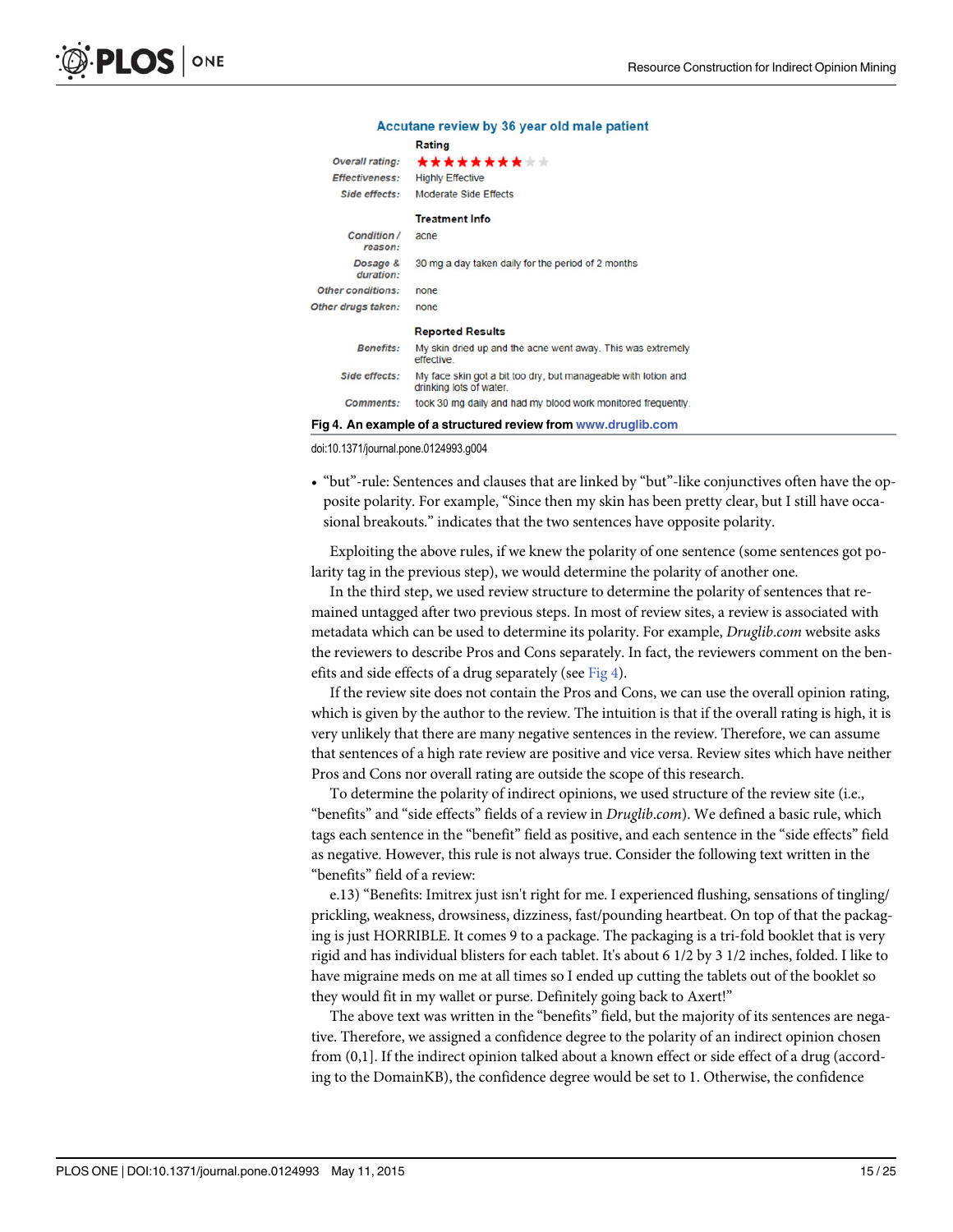**Accutane review by 36 year old male patient**

| | Rating |
|---|---|
| Overall rating: | ★★★★★★★★☆☆ |
| Effectiveness: | Highly Effective |
| Side effects: | Moderate Side Effects |
| | **Treatment Info** |
| Condition / reason: | acne |
| Dosage & duration: | 30 mg a day taken daily for the period of 2 months |
| Other conditions: | none |
| Other drugs taken: | none |
| | **Reported Results** |
| Benefits: | My skin dried up and the acne went away. This was extremely effective. |
| Side effects: | My face skin got a bit too dry, but manageable with lotion and drinking lots of water. |
| Comments: | took 30 mg daily and had my blood work monitored frequently. |

**Fig 4. An example of a structured review from www.druglib.com**

doi:10.1371/journal.pone.0124993.g004

- "but"-rule: Sentences and clauses that are linked by "but"-like conjunctives often have the opposite polarity. For example, "Since then my skin has been pretty clear, but I still have occasional breakouts." indicates that the two sentences have opposite polarity.

Exploiting the above rules, if we knew the polarity of one sentence (some sentences got polarity tag in the previous step), we would determine the polarity of another one.

In the third step, we used review structure to determine the polarity of sentences that remained untagged after two previous steps. In most of review sites, a review is associated with metadata which can be used to determine its polarity. For example, *Druglib.com* website asks the reviewers to describe Pros and Cons separately. In fact, the reviewers comment on the benefits and side effects of a drug separately (see Fig 4).

If the review site does not contain the Pros and Cons, we can use the overall opinion rating, which is given by the author to the review. The intuition is that if the overall rating is high, it is very unlikely that there are many negative sentences in the review. Therefore, we can assume that sentences of a high rate review are positive and vice versa. Review sites which have neither Pros and Cons nor overall rating are outside the scope of this research.

To determine the polarity of indirect opinions, we used structure of the review site (i.e., "benefits" and "side effects" fields of a review in *Druglib.com*). We defined a basic rule, which tags each sentence in the "benefit" field as positive, and each sentence in the "side effects" field as negative. However, this rule is not always true. Consider the following text written in the "benefits" field of a review:

e.13) "Benefits: Imitrex just isn't right for me. I experienced flushing, sensations of tingling/prickling, weakness, drowsiness, dizziness, fast/pounding heartbeat. On top of that the packaging is just HORRIBLE. It comes 9 to a package. The packaging is a tri-fold booklet that is very rigid and has individual blisters for each tablet. It's about 6 1/2 by 3 1/2 inches, folded. I like to have migraine meds on me at all times so I ended up cutting the tablets out of the booklet so they would fit in my wallet or purse. Definitely going back to Axert!"

The above text was written in the "benefits" field, but the majority of its sentences are negative. Therefore, we assigned a confidence degree to the polarity of an indirect opinion chosen from (0,1]. If the indirect opinion talked about a known effect or side effect of a drug (according to the DomainKB), the confidence degree would be set to 1. Otherwise, the confidence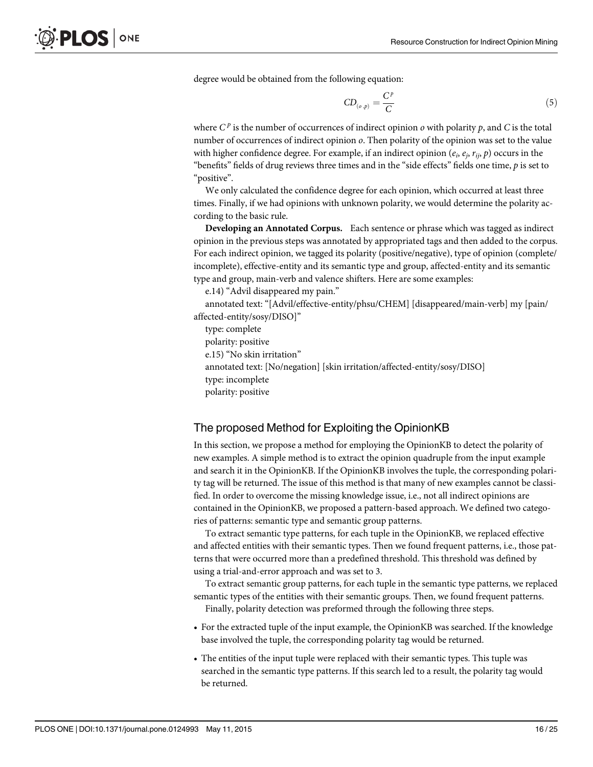degree would be obtained from the following equation:

$$CD_{(o,p)} = \frac{C^p}{C} \tag{5}$$

where $C^p$ is the number of occurrences of indirect opinion $o$ with polarity $p$, and $C$ is the total number of occurrences of indirect opinion $o$. Then polarity of the opinion was set to the value with higher confidence degree. For example, if an indirect opinion ($e_i$, $e_j$, $r_{ij}$, $p$) occurs in the "benefits" fields of drug reviews three times and in the "side effects" fields one time, $p$ is set to "positive".

We only calculated the confidence degree for each opinion, which occurred at least three times. Finally, if we had opinions with unknown polarity, we would determine the polarity according to the basic rule.

**Developing an Annotated Corpus.** Each sentence or phrase which was tagged as indirect opinion in the previous steps was annotated by appropriated tags and then added to the corpus. For each indirect opinion, we tagged its polarity (positive/negative), type of opinion (complete/incomplete), effective-entity and its semantic type and group, affected-entity and its semantic type and group, main-verb and valence shifters. Here are some examples:

e.14) "Advil disappeared my pain."

annotated text: "[Advil/effective-entity/phsu/CHEM] [disappeared/main-verb] my [pain/affected-entity/sosy/DISO]"

type: complete

polarity: positive

e.15) "No skin irritation"

annotated text: [No/negation] [skin irritation/affected-entity/sosy/DISO]

type: incomplete

polarity: positive

## The proposed Method for Exploiting the OpinionKB

In this section, we propose a method for employing the OpinionKB to detect the polarity of new examples. A simple method is to extract the opinion quadruple from the input example and search it in the OpinionKB. If the OpinionKB involves the tuple, the corresponding polarity tag will be returned. The issue of this method is that many of new examples cannot be classified. In order to overcome the missing knowledge issue, i.e., not all indirect opinions are contained in the OpinionKB, we proposed a pattern-based approach. We defined two categories of patterns: semantic type and semantic group patterns.

To extract semantic type patterns, for each tuple in the OpinionKB, we replaced effective and affected entities with their semantic types. Then we found frequent patterns, i.e., those patterns that were occurred more than a predefined threshold. This threshold was defined by using a trial-and-error approach and was set to 3.

To extract semantic group patterns, for each tuple in the semantic type patterns, we replaced semantic types of the entities with their semantic groups. Then, we found frequent patterns.

Finally, polarity detection was preformed through the following three steps.

- For the extracted tuple of the input example, the OpinionKB was searched. If the knowledge base involved the tuple, the corresponding polarity tag would be returned.
- The entities of the input tuple were replaced with their semantic types. This tuple was searched in the semantic type patterns. If this search led to a result, the polarity tag would be returned.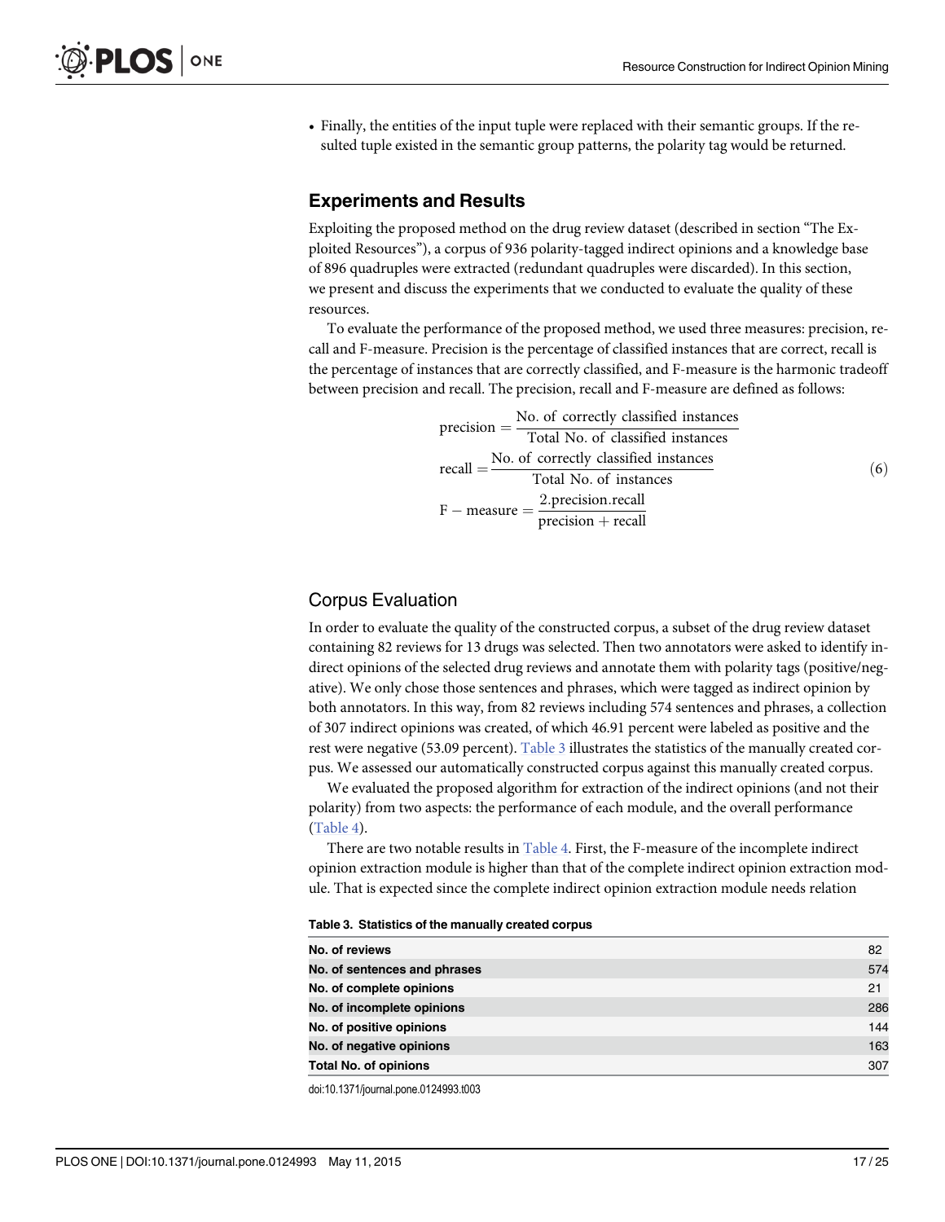- Finally, the entities of the input tuple were replaced with their semantic groups. If the resulted tuple existed in the semantic group patterns, the polarity tag would be returned.

## Experiments and Results

Exploiting the proposed method on the drug review dataset (described in section "The Exploited Resources"), a corpus of 936 polarity-tagged indirect opinions and a knowledge base of 896 quadruples were extracted (redundant quadruples were discarded). In this section, we present and discuss the experiments that we conducted to evaluate the quality of these resources.

To evaluate the performance of the proposed method, we used three measures: precision, recall and F-measure. Precision is the percentage of classified instances that are correct, recall is the percentage of instances that are correctly classified, and F-measure is the harmonic tradeoff between precision and recall. The precision, recall and F-measure are defined as follows:

$$
\begin{aligned}
\text{precision} &= \frac{\text{No. of correctly classified instances}}{\text{Total No. of classified instances}} \\
\text{recall} &= \frac{\text{No. of correctly classified instances}}{\text{Total No. of instances}} \\
\text{F} - \text{measure} &= \frac{2.\text{precision}.\text{recall}}{\text{precision} + \text{recall}}
\end{aligned}
\tag{6}
$$

### Corpus Evaluation

In order to evaluate the quality of the constructed corpus, a subset of the drug review dataset containing 82 reviews for 13 drugs was selected. Then two annotators were asked to identify indirect opinions of the selected drug reviews and annotate them with polarity tags (positive/negative). We only chose those sentences and phrases, which were tagged as indirect opinion by both annotators. In this way, from 82 reviews including 574 sentences and phrases, a collection of 307 indirect opinions was created, of which 46.91 percent were labeled as positive and the rest were negative (53.09 percent). Table 3 illustrates the statistics of the manually created corpus. We assessed our automatically constructed corpus against this manually created corpus.

We evaluated the proposed algorithm for extraction of the indirect opinions (and not their polarity) from two aspects: the performance of each module, and the overall performance (Table 4).

There are two notable results in Table 4. First, the F-measure of the incomplete indirect opinion extraction module is higher than that of the complete indirect opinion extraction module. That is expected since the complete indirect opinion extraction module needs relation

**Table 3. Statistics of the manually created corpus**

| | |
|---|---|
| **No. of reviews** | 82 |
| **No. of sentences and phrases** | 574 |
| **No. of complete opinions** | 21 |
| **No. of incomplete opinions** | 286 |
| **No. of positive opinions** | 144 |
| **No. of negative opinions** | 163 |
| **Total No. of opinions** | 307 |

doi:10.1371/journal.pone.0124993.t003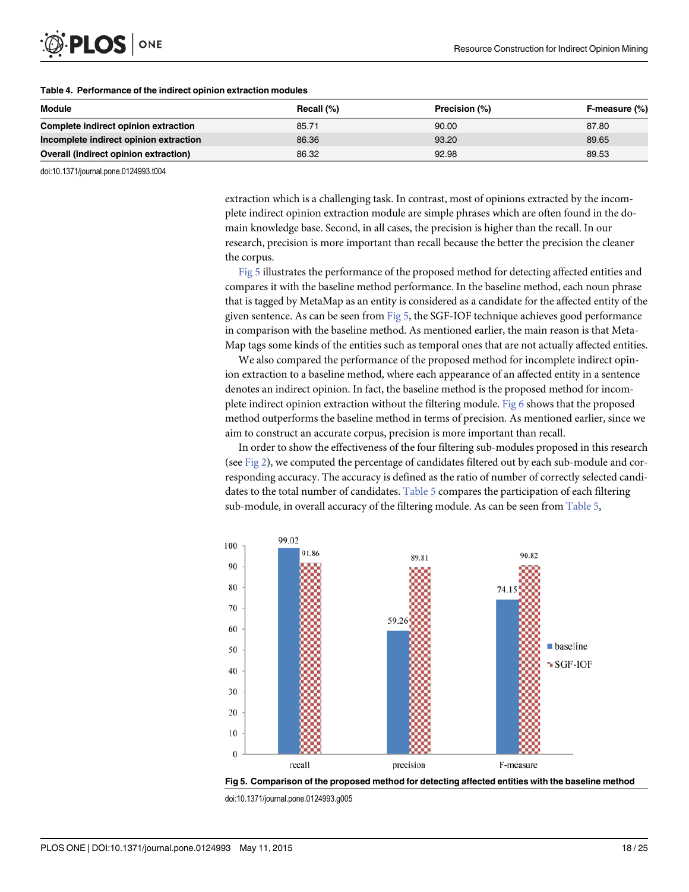**Table 4. Performance of the indirect opinion extraction modules**

| Module | Recall (%) | Precision (%) | F-measure (%) |
|---|---|---|---|
| Complete indirect opinion extraction | 85.71 | 90.00 | 87.80 |
| Incomplete indirect opinion extraction | 86.36 | 93.20 | 89.65 |
| Overall (indirect opinion extraction) | 86.32 | 92.98 | 89.53 |

doi:10.1371/journal.pone.0124993.t004

extraction which is a challenging task. In contrast, most of opinions extracted by the incomplete indirect opinion extraction module are simple phrases which are often found in the domain knowledge base. Second, in all cases, the precision is higher than the recall. In our research, precision is more important than recall because the better the precision the cleaner the corpus.

Fig 5 illustrates the performance of the proposed method for detecting affected entities and compares it with the baseline method performance. In the baseline method, each noun phrase that is tagged by MetaMap as an entity is considered as a candidate for the affected entity of the given sentence. As can be seen from Fig 5, the SGF-IOF technique achieves good performance in comparison with the baseline method. As mentioned earlier, the main reason is that MetaMap tags some kinds of the entities such as temporal ones that are not actually affected entities.

We also compared the performance of the proposed method for incomplete indirect opinion extraction to a baseline method, where each appearance of an affected entity in a sentence denotes an indirect opinion. In fact, the baseline method is the proposed method for incomplete indirect opinion extraction without the filtering module. Fig 6 shows that the proposed method outperforms the baseline method in terms of precision. As mentioned earlier, since we aim to construct an accurate corpus, precision is more important than recall.

In order to show the effectiveness of the four filtering sub-modules proposed in this research (see Fig 2), we computed the percentage of candidates filtered out by each sub-module and corresponding accuracy. The accuracy is defined as the ratio of number of correctly selected candidates to the total number of candidates. Table 5 compares the participation of each filtering sub-module, in overall accuracy of the filtering module. As can be seen from Table 5,

| | recall | precision | F-measure |
|---|---|---|---|
| baseline | 99.02 | 59.26 | 74.15 |
| SGF-IOF | 91.86 | 89.81 | 90.82 |

**Fig 5. Comparison of the proposed method for detecting affected entities with the baseline method**

doi:10.1371/journal.pone.0124993.g005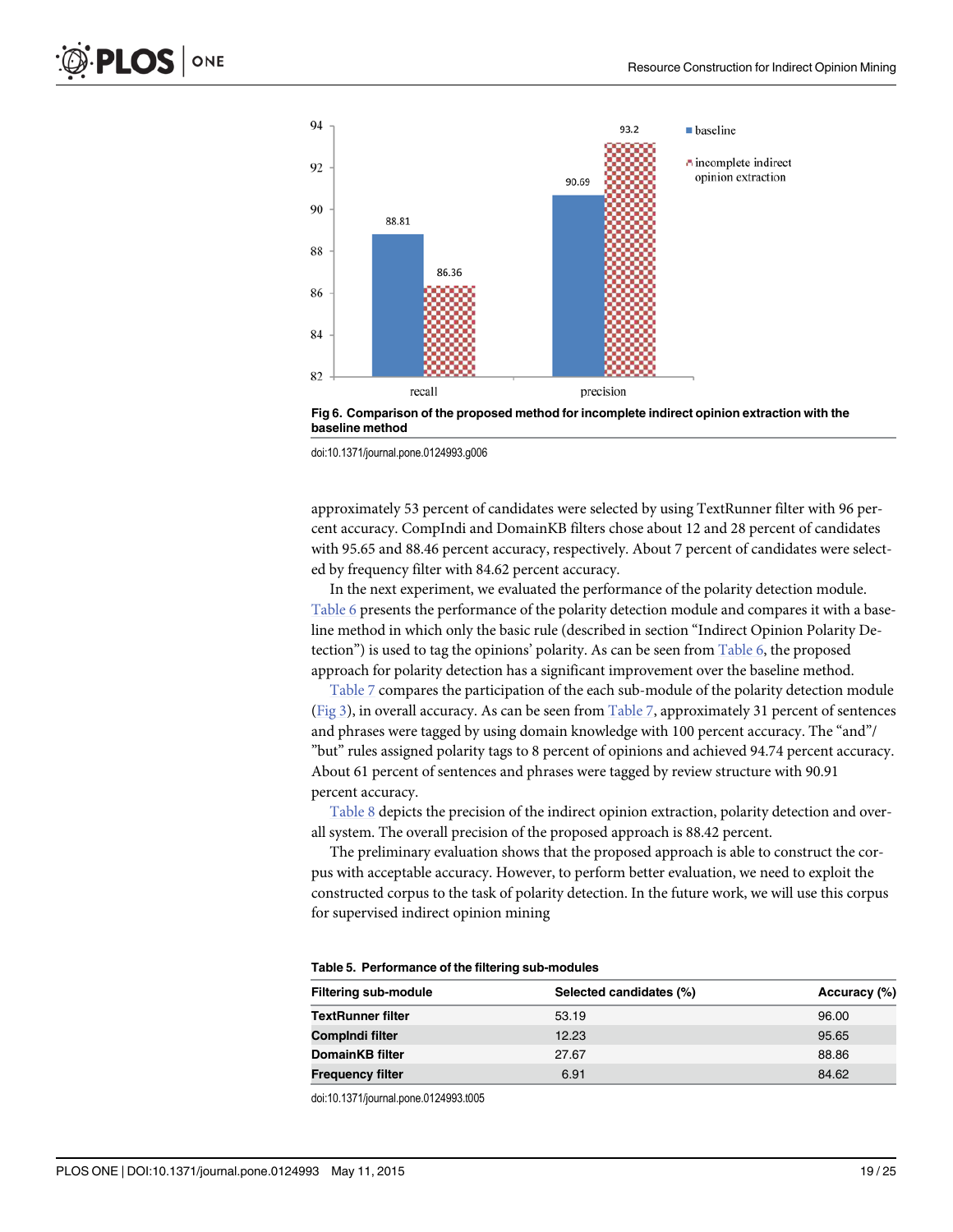Fig 6. Comparison of the proposed method for incomplete indirect opinion extraction with the baseline method

doi:10.1371/journal.pone.0124993.g006

approximately 53 percent of candidates were selected by using TextRunner filter with 96 percent accuracy. CompIndi and DomainKB filters chose about 12 and 28 percent of candidates with 95.65 and 88.46 percent accuracy, respectively. About 7 percent of candidates were selected by frequency filter with 84.62 percent accuracy.

In the next experiment, we evaluated the performance of the polarity detection module. Table 6 presents the performance of the polarity detection module and compares it with a baseline method in which only the basic rule (described in section "Indirect Opinion Polarity Detection") is used to tag the opinions' polarity. As can be seen from Table 6, the proposed approach for polarity detection has a significant improvement over the baseline method.

Table 7 compares the participation of the each sub-module of the polarity detection module (Fig 3), in overall accuracy. As can be seen from Table 7, approximately 31 percent of sentences and phrases were tagged by using domain knowledge with 100 percent accuracy. The "and"/ "but" rules assigned polarity tags to 8 percent of opinions and achieved 94.74 percent accuracy. About 61 percent of sentences and phrases were tagged by review structure with 90.91 percent accuracy.

Table 8 depicts the precision of the indirect opinion extraction, polarity detection and overall system. The overall precision of the proposed approach is 88.42 percent.

The preliminary evaluation shows that the proposed approach is able to construct the corpus with acceptable accuracy. However, to perform better evaluation, we need to exploit the constructed corpus to the task of polarity detection. In the future work, we will use this corpus for supervised indirect opinion mining

**Table 5. Performance of the filtering sub-modules**

| Filtering sub-module | Selected candidates (%) | Accuracy (%) |
|---|---|---|
| **TextRunner filter** | 53.19 | 96.00 |
| **CompIndi filter** | 12.23 | 95.65 |
| **DomainKB filter** | 27.67 | 88.86 |
| **Frequency filter** | 6.91 | 84.62 |

doi:10.1371/journal.pone.0124993.t005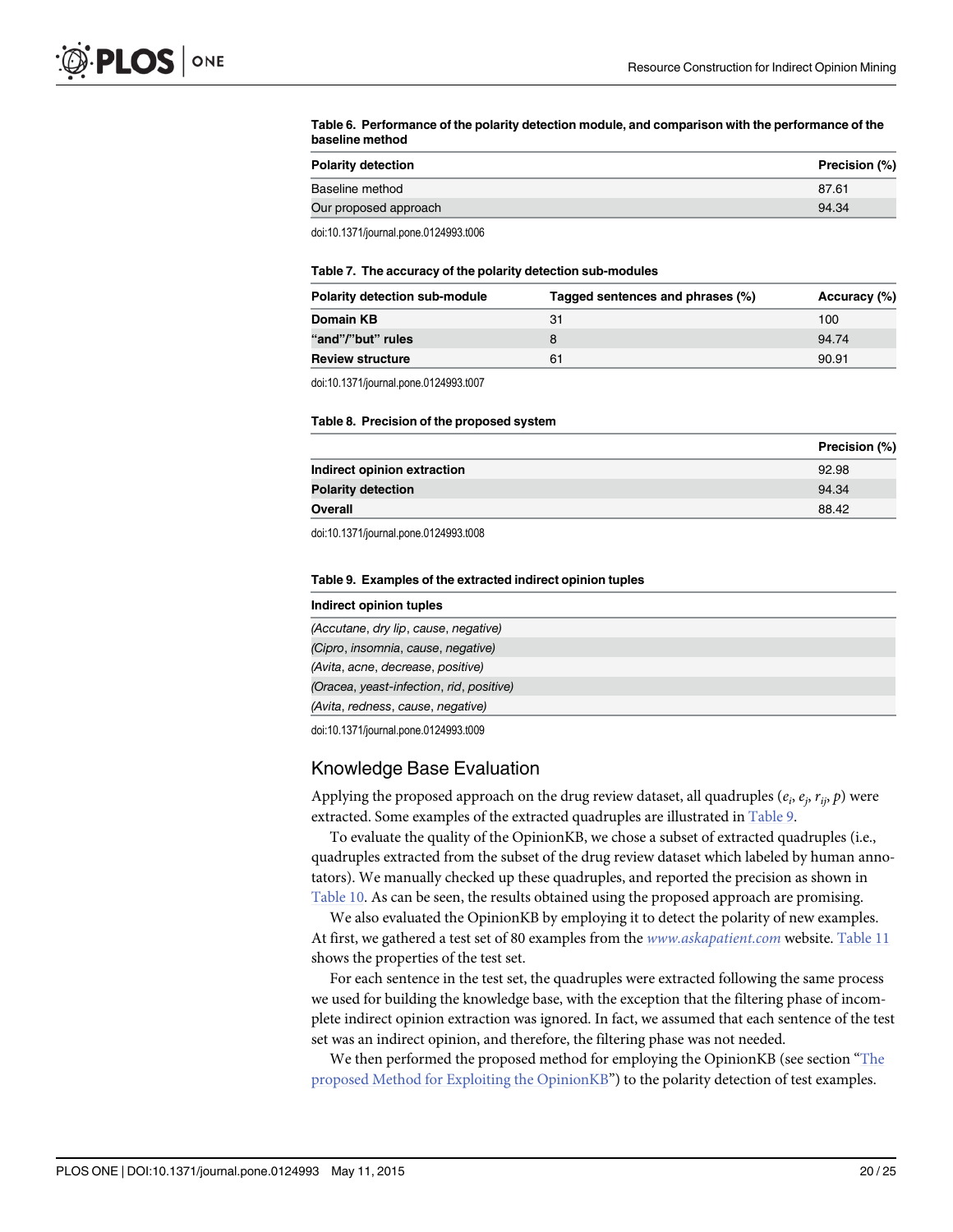**Table 6. Performance of the polarity detection module, and comparison with the performance of the baseline method**

| Polarity detection | Precision (%) |
| --- | --- |
| Baseline method | 87.61 |
| Our proposed approach | 94.34 |

doi:10.1371/journal.pone.0124993.t006

**Table 7. The accuracy of the polarity detection sub-modules**

| Polarity detection sub-module | Tagged sentences and phrases (%) | Accuracy (%) |
| --- | --- | --- |
| **Domain KB** | 31 | 100 |
| **"and"/"but" rules** | 8 | 94.74 |
| **Review structure** | 61 | 90.91 |

doi:10.1371/journal.pone.0124993.t007

**Table 8. Precision of the proposed system**

| | Precision (%) |
| --- | --- |
| **Indirect opinion extraction** | 92.98 |
| **Polarity detection** | 94.34 |
| **Overall** | 88.42 |

doi:10.1371/journal.pone.0124993.t008

**Table 9. Examples of the extracted indirect opinion tuples**

| Indirect opinion tuples |
| --- |
| *(Accutane, dry lip, cause, negative)* |
| *(Cipro, insomnia, cause, negative)* |
| *(Avita, acne, decrease, positive)* |
| *(Oracea, yeast-infection, rid, positive)* |
| *(Avita, redness, cause, negative)* |

doi:10.1371/journal.pone.0124993.t009

## Knowledge Base Evaluation

Applying the proposed approach on the drug review dataset, all quadruples ($e_i$, $e_j$, $r_{ij}$, $p$) were extracted. Some examples of the extracted quadruples are illustrated in Table 9.

To evaluate the quality of the OpinionKB, we chose a subset of extracted quadruples (i.e., quadruples extracted from the subset of the drug review dataset which labeled by human annotators). We manually checked up these quadruples, and reported the precision as shown in Table 10. As can be seen, the results obtained using the proposed approach are promising.

We also evaluated the OpinionKB by employing it to detect the polarity of new examples. At first, we gathered a test set of 80 examples from the www.askapatient.com website. Table 11 shows the properties of the test set.

For each sentence in the test set, the quadruples were extracted following the same process we used for building the knowledge base, with the exception that the filtering phase of incomplete indirect opinion extraction was ignored. In fact, we assumed that each sentence of the test set was an indirect opinion, and therefore, the filtering phase was not needed.

We then performed the proposed method for employing the OpinionKB (see section "The proposed Method for Exploiting the OpinionKB") to the polarity detection of test examples.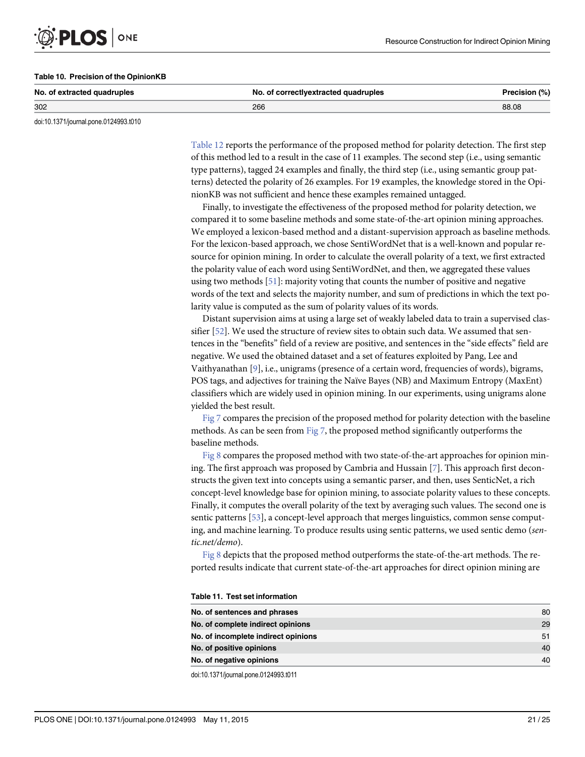**Table 10. Precision of the OpinionKB**

| No. of extracted quadruples | No. of correctlyextracted quadruples | Precision (%) |
|---|---|---|
| 302 | 266 | 88.08 |

doi:10.1371/journal.pone.0124993.t010

Table 12 reports the performance of the proposed method for polarity detection. The first step of this method led to a result in the case of 11 examples. The second step (i.e., using semantic type patterns), tagged 24 examples and finally, the third step (i.e., using semantic group patterns) detected the polarity of 26 examples. For 19 examples, the knowledge stored in the OpinionKB was not sufficient and hence these examples remained untagged.

Finally, to investigate the effectiveness of the proposed method for polarity detection, we compared it to some baseline methods and some state-of-the-art opinion mining approaches. We employed a lexicon-based method and a distant-supervision approach as baseline methods. For the lexicon-based approach, we chose SentiWordNet that is a well-known and popular resource for opinion mining. In order to calculate the overall polarity of a text, we first extracted the polarity value of each word using SentiWordNet, and then, we aggregated these values using two methods [51]: majority voting that counts the number of positive and negative words of the text and selects the majority number, and sum of predictions in which the text polarity value is computed as the sum of polarity values of its words.

Distant supervision aims at using a large set of weakly labeled data to train a supervised classifier [52]. We used the structure of review sites to obtain such data. We assumed that sentences in the "benefits" field of a review are positive, and sentences in the "side effects" field are negative. We used the obtained dataset and a set of features exploited by Pang, Lee and Vaithyanathan [9], i.e., unigrams (presence of a certain word, frequencies of words), bigrams, POS tags, and adjectives for training the Naïve Bayes (NB) and Maximum Entropy (MaxEnt) classifiers which are widely used in opinion mining. In our experiments, using unigrams alone yielded the best result.

Fig 7 compares the precision of the proposed method for polarity detection with the baseline methods. As can be seen from Fig 7, the proposed method significantly outperforms the baseline methods.

Fig 8 compares the proposed method with two state-of-the-art approaches for opinion mining. The first approach was proposed by Cambria and Hussain [7]. This approach first deconstructs the given text into concepts using a semantic parser, and then, uses SenticNet, a rich concept-level knowledge base for opinion mining, to associate polarity values to these concepts. Finally, it computes the overall polarity of the text by averaging such values. The second one is sentic patterns [53], a concept-level approach that merges linguistics, common sense computing, and machine learning. To produce results using sentic patterns, we used sentic demo (*sentic.net/demo*).

Fig 8 depicts that the proposed method outperforms the state-of-the-art methods. The reported results indicate that current state-of-the-art approaches for direct opinion mining are

**Table 11. Test set information**

| | |
|---|---|
| **No. of sentences and phrases** | 80 |
| **No. of complete indirect opinions** | 29 |
| **No. of incomplete indirect opinions** | 51 |
| **No. of positive opinions** | 40 |
| **No. of negative opinions** | 40 |

doi:10.1371/journal.pone.0124993.t011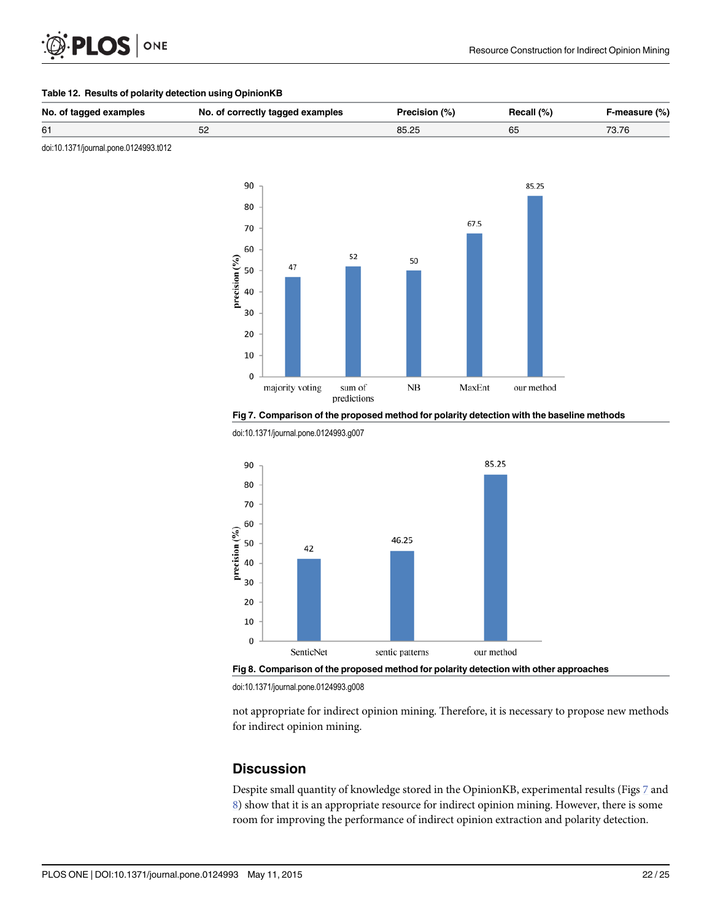**Table 12. Results of polarity detection using OpinionKB**

| No. of tagged examples | No. of correctly tagged examples | Precision (%) | Recall (%) | F-measure (%) |
|---|---|---|---|---|
| 61 | 52 | 85.25 | 65 | 73.76 |

doi:10.1371/journal.pone.0124993.t012

**Fig 7. Comparison of the proposed method for polarity detection with the baseline methods**

doi:10.1371/journal.pone.0124993.g007

**Fig 8. Comparison of the proposed method for polarity detection with other approaches**

doi:10.1371/journal.pone.0124993.g008

not appropriate for indirect opinion mining. Therefore, it is necessary to propose new methods for indirect opinion mining.

## Discussion

Despite small quantity of knowledge stored in the OpinionKB, experimental results (Figs 7 and 8) show that it is an appropriate resource for indirect opinion mining. However, there is some room for improving the performance of indirect opinion extraction and polarity detection.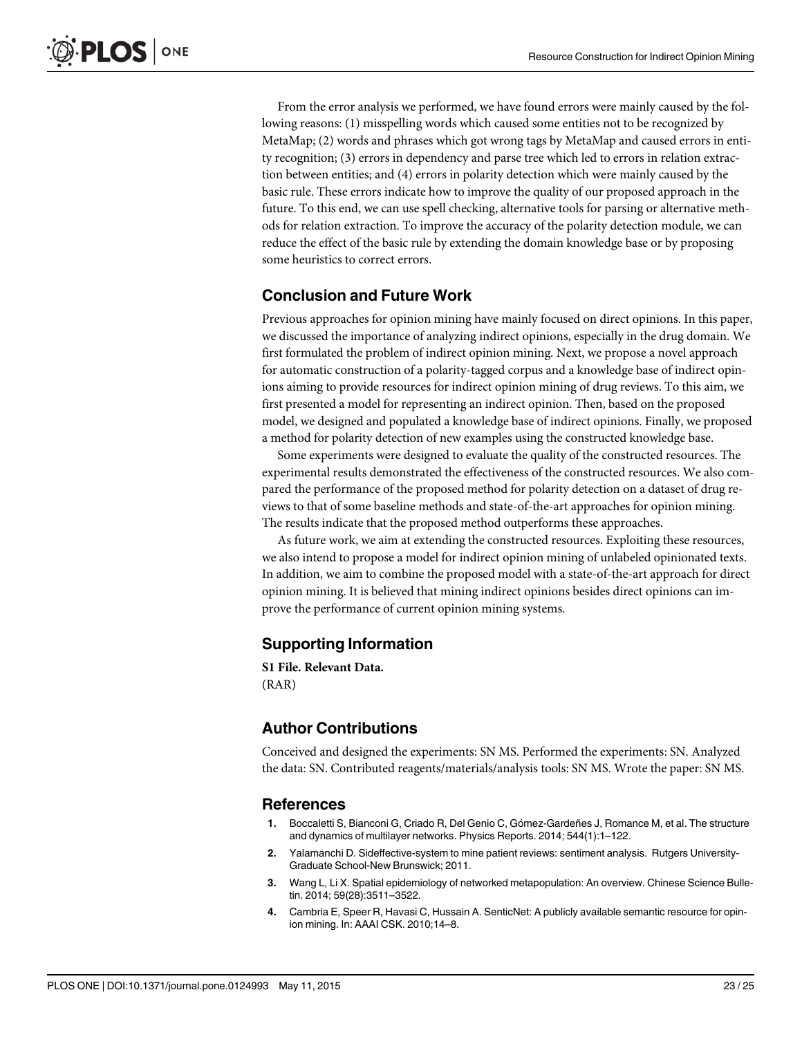From the error analysis we performed, we have found errors were mainly caused by the following reasons: (1) misspelling words which caused some entities not to be recognized by MetaMap; (2) words and phrases which got wrong tags by MetaMap and caused errors in entity recognition; (3) errors in dependency and parse tree which led to errors in relation extraction between entities; and (4) errors in polarity detection which were mainly caused by the basic rule. These errors indicate how to improve the quality of our proposed approach in the future. To this end, we can use spell checking, alternative tools for parsing or alternative methods for relation extraction. To improve the accuracy of the polarity detection module, we can reduce the effect of the basic rule by extending the domain knowledge base or by proposing some heuristics to correct errors.

## Conclusion and Future Work

Previous approaches for opinion mining have mainly focused on direct opinions. In this paper, we discussed the importance of analyzing indirect opinions, especially in the drug domain. We first formulated the problem of indirect opinion mining. Next, we propose a novel approach for automatic construction of a polarity-tagged corpus and a knowledge base of indirect opinions aiming to provide resources for indirect opinion mining of drug reviews. To this aim, we first presented a model for representing an indirect opinion. Then, based on the proposed model, we designed and populated a knowledge base of indirect opinions. Finally, we proposed a method for polarity detection of new examples using the constructed knowledge base.

Some experiments were designed to evaluate the quality of the constructed resources. The experimental results demonstrated the effectiveness of the constructed resources. We also compared the performance of the proposed method for polarity detection on a dataset of drug reviews to that of some baseline methods and state-of-the-art approaches for opinion mining. The results indicate that the proposed method outperforms these approaches.

As future work, we aim at extending the constructed resources. Exploiting these resources, we also intend to propose a model for indirect opinion mining of unlabeled opinionated texts. In addition, we aim to combine the proposed model with a state-of-the-art approach for direct opinion mining. It is believed that mining indirect opinions besides direct opinions can improve the performance of current opinion mining systems.

## Supporting Information

**S1 File. Relevant Data.**
(RAR)

## Author Contributions

Conceived and designed the experiments: SN MS. Performed the experiments: SN. Analyzed the data: SN. Contributed reagents/materials/analysis tools: SN MS. Wrote the paper: SN MS.

## References

1. Boccaletti S, Bianconi G, Criado R, Del Genio C, Gómez-Gardeñes J, Romance M, et al. The structure and dynamics of multilayer networks. Physics Reports. 2014; 544(1):1–122.
2. Yalamanchi D. Sideffective-system to mine patient reviews: sentiment analysis. Rutgers University-Graduate School-New Brunswick; 2011.
3. Wang L, Li X. Spatial epidemiology of networked metapopulation: An overview. Chinese Science Bulletin. 2014; 59(28):3511–3522.
4. Cambria E, Speer R, Havasi C, Hussain A. SenticNet: A publicly available semantic resource for opinion mining. In: AAAI CSK. 2010;14–8.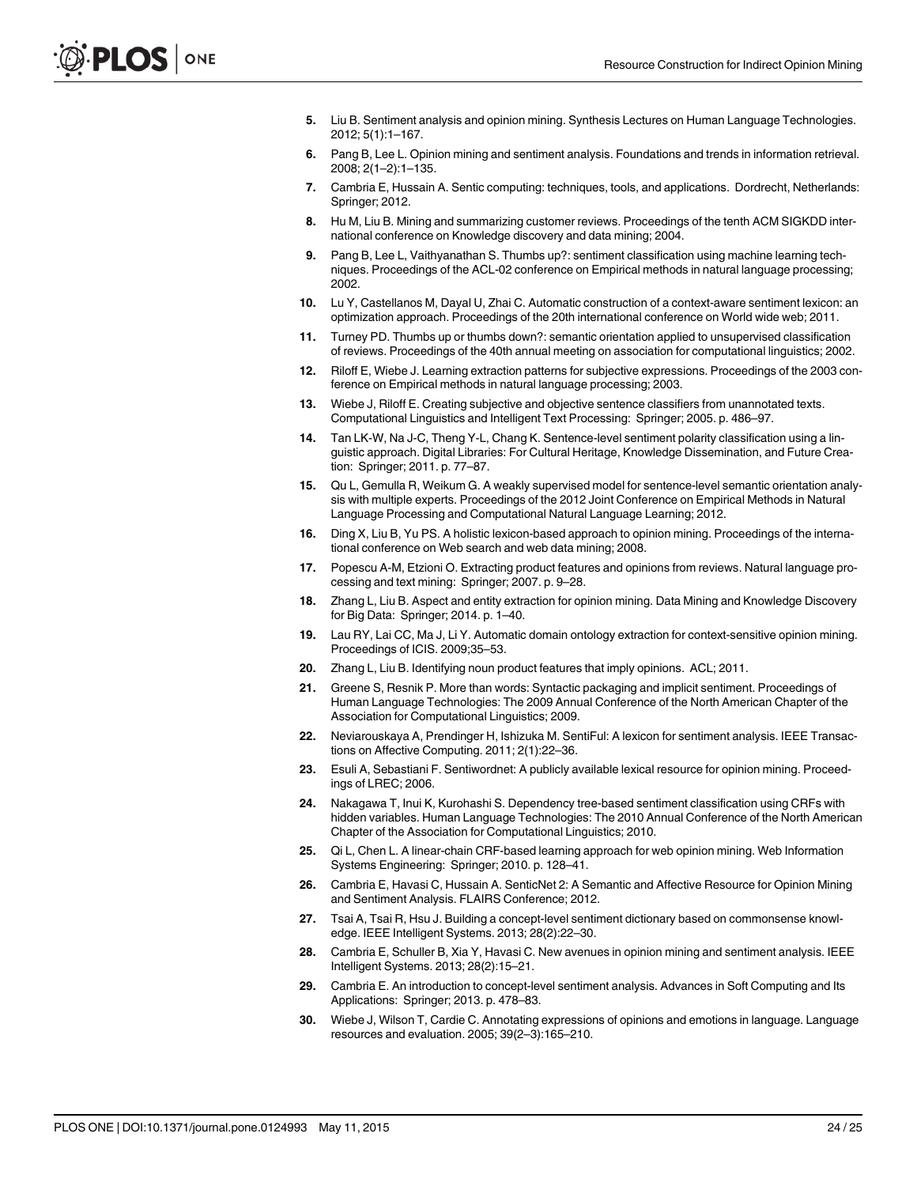5. Liu B. Sentiment analysis and opinion mining. Synthesis Lectures on Human Language Technologies. 2012; 5(1):1–167.
6. Pang B, Lee L. Opinion mining and sentiment analysis. Foundations and trends in information retrieval. 2008; 2(1–2):1–135.
7. Cambria E, Hussain A. Sentic computing: techniques, tools, and applications. Dordrecht, Netherlands: Springer; 2012.
8. Hu M, Liu B. Mining and summarizing customer reviews. Proceedings of the tenth ACM SIGKDD international conference on Knowledge discovery and data mining; 2004.
9. Pang B, Lee L, Vaithyanathan S. Thumbs up?: sentiment classification using machine learning techniques. Proceedings of the ACL-02 conference on Empirical methods in natural language processing; 2002.
10. Lu Y, Castellanos M, Dayal U, Zhai C. Automatic construction of a context-aware sentiment lexicon: an optimization approach. Proceedings of the 20th international conference on World wide web; 2011.
11. Turney PD. Thumbs up or thumbs down?: semantic orientation applied to unsupervised classification of reviews. Proceedings of the 40th annual meeting on association for computational linguistics; 2002.
12. Riloff E, Wiebe J. Learning extraction patterns for subjective expressions. Proceedings of the 2003 conference on Empirical methods in natural language processing; 2003.
13. Wiebe J, Riloff E. Creating subjective and objective sentence classifiers from unannotated texts. Computational Linguistics and Intelligent Text Processing: Springer; 2005. p. 486–97.
14. Tan LK-W, Na J-C, Theng Y-L, Chang K. Sentence-level sentiment polarity classification using a linguistic approach. Digital Libraries: For Cultural Heritage, Knowledge Dissemination, and Future Creation: Springer; 2011. p. 77–87.
15. Qu L, Gemulla R, Weikum G. A weakly supervised model for sentence-level semantic orientation analysis with multiple experts. Proceedings of the 2012 Joint Conference on Empirical Methods in Natural Language Processing and Computational Natural Language Learning; 2012.
16. Ding X, Liu B, Yu PS. A holistic lexicon-based approach to opinion mining. Proceedings of the international conference on Web search and web data mining; 2008.
17. Popescu A-M, Etzioni O. Extracting product features and opinions from reviews. Natural language processing and text mining: Springer; 2007. p. 9–28.
18. Zhang L, Liu B. Aspect and entity extraction for opinion mining. Data Mining and Knowledge Discovery for Big Data: Springer; 2014. p. 1–40.
19. Lau RY, Lai CC, Ma J, Li Y. Automatic domain ontology extraction for context-sensitive opinion mining. Proceedings of ICIS. 2009;35–53.
20. Zhang L, Liu B. Identifying noun product features that imply opinions. ACL; 2011.
21. Greene S, Resnik P. More than words: Syntactic packaging and implicit sentiment. Proceedings of Human Language Technologies: The 2009 Annual Conference of the North American Chapter of the Association for Computational Linguistics; 2009.
22. Neviarouskaya A, Prendinger H, Ishizuka M. SentiFul: A lexicon for sentiment analysis. IEEE Transactions on Affective Computing. 2011; 2(1):22–36.
23. Esuli A, Sebastiani F. Sentiwordnet: A publicly available lexical resource for opinion mining. Proceedings of LREC; 2006.
24. Nakagawa T, Inui K, Kurohashi S. Dependency tree-based sentiment classification using CRFs with hidden variables. Human Language Technologies: The 2010 Annual Conference of the North American Chapter of the Association for Computational Linguistics; 2010.
25. Qi L, Chen L. A linear-chain CRF-based learning approach for web opinion mining. Web Information Systems Engineering: Springer; 2010. p. 128–41.
26. Cambria E, Havasi C, Hussain A. SenticNet 2: A Semantic and Affective Resource for Opinion Mining and Sentiment Analysis. FLAIRS Conference; 2012.
27. Tsai A, Tsai R, Hsu J. Building a concept-level sentiment dictionary based on commonsense knowledge. IEEE Intelligent Systems. 2013; 28(2):22–30.
28. Cambria E, Schuller B, Xia Y, Havasi C. New avenues in opinion mining and sentiment analysis. IEEE Intelligent Systems. 2013; 28(2):15–21.
29. Cambria E. An introduction to concept-level sentiment analysis. Advances in Soft Computing and Its Applications: Springer; 2013. p. 478–83.
30. Wiebe J, Wilson T, Cardie C. Annotating expressions of opinions and emotions in language. Language resources and evaluation. 2005; 39(2–3):165–210.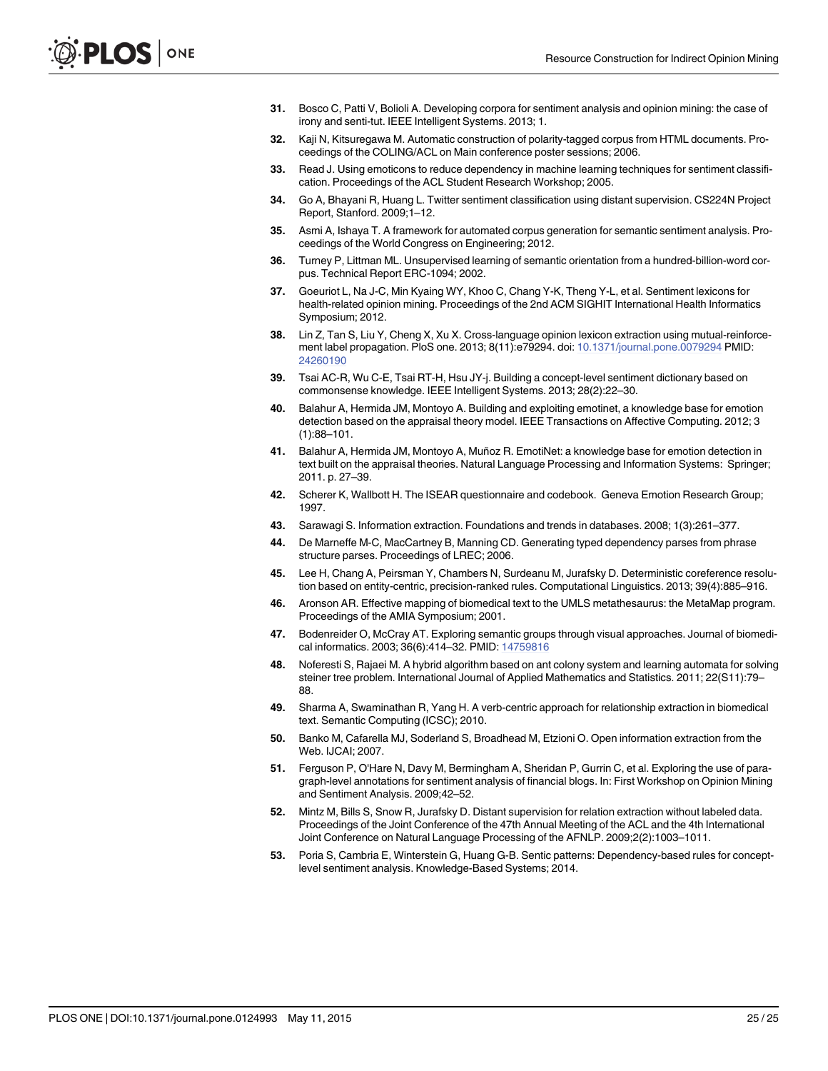31. Bosco C, Patti V, Bolioli A. Developing corpora for sentiment analysis and opinion mining: the case of irony and senti-tut. IEEE Intelligent Systems. 2013; 1.
32. Kaji N, Kitsuregawa M. Automatic construction of polarity-tagged corpus from HTML documents. Proceedings of the COLING/ACL on Main conference poster sessions; 2006.
33. Read J. Using emoticons to reduce dependency in machine learning techniques for sentiment classification. Proceedings of the ACL Student Research Workshop; 2005.
34. Go A, Bhayani R, Huang L. Twitter sentiment classification using distant supervision. CS224N Project Report, Stanford. 2009;1–12.
35. Asmi A, Ishaya T. A framework for automated corpus generation for semantic sentiment analysis. Proceedings of the World Congress on Engineering; 2012.
36. Turney P, Littman ML. Unsupervised learning of semantic orientation from a hundred-billion-word corpus. Technical Report ERC-1094; 2002.
37. Goeuriot L, Na J-C, Min Kyaing WY, Khoo C, Chang Y-K, Theng Y-L, et al. Sentiment lexicons for health-related opinion mining. Proceedings of the 2nd ACM SIGHIT International Health Informatics Symposium; 2012.
38. Lin Z, Tan S, Liu Y, Cheng X, Xu X. Cross-language opinion lexicon extraction using mutual-reinforcement label propagation. PloS one. 2013; 8(11):e79294. doi: 10.1371/journal.pone.0079294 PMID: 24260190
39. Tsai AC-R, Wu C-E, Tsai RT-H, Hsu JY-j. Building a concept-level sentiment dictionary based on commonsense knowledge. IEEE Intelligent Systems. 2013; 28(2):22–30.
40. Balahur A, Hermida JM, Montoyo A. Building and exploiting emotinet, a knowledge base for emotion detection based on the appraisal theory model. IEEE Transactions on Affective Computing. 2012; 3 (1):88–101.
41. Balahur A, Hermida JM, Montoyo A, Muñoz R. EmotiNet: a knowledge base for emotion detection in text built on the appraisal theories. Natural Language Processing and Information Systems: Springer; 2011. p. 27–39.
42. Scherer K, Wallbott H. The ISEAR questionnaire and codebook. Geneva Emotion Research Group; 1997.
43. Sarawagi S. Information extraction. Foundations and trends in databases. 2008; 1(3):261–377.
44. De Marneffe M-C, MacCartney B, Manning CD. Generating typed dependency parses from phrase structure parses. Proceedings of LREC; 2006.
45. Lee H, Chang A, Peirsman Y, Chambers N, Surdeanu M, Jurafsky D. Deterministic coreference resolution based on entity-centric, precision-ranked rules. Computational Linguistics. 2013; 39(4):885–916.
46. Aronson AR. Effective mapping of biomedical text to the UMLS metathesaurus: the MetaMap program. Proceedings of the AMIA Symposium; 2001.
47. Bodenreider O, McCray AT. Exploring semantic groups through visual approaches. Journal of biomedical informatics. 2003; 36(6):414–32. PMID: 14759816
48. Noferesti S, Rajaei M. A hybrid algorithm based on ant colony system and learning automata for solving steiner tree problem. International Journal of Applied Mathematics and Statistics. 2011; 22(S11):79–88.
49. Sharma A, Swaminathan R, Yang H. A verb-centric approach for relationship extraction in biomedical text. Semantic Computing (ICSC); 2010.
50. Banko M, Cafarella MJ, Soderland S, Broadhead M, Etzioni O. Open information extraction from the Web. IJCAI; 2007.
51. Ferguson P, O'Hare N, Davy M, Bermingham A, Sheridan P, Gurrin C, et al. Exploring the use of paragraph-level annotations for sentiment analysis of financial blogs. In: First Workshop on Opinion Mining and Sentiment Analysis. 2009;42–52.
52. Mintz M, Bills S, Snow R, Jurafsky D. Distant supervision for relation extraction without labeled data. Proceedings of the Joint Conference of the 47th Annual Meeting of the ACL and the 4th International Joint Conference on Natural Language Processing of the AFNLP. 2009;2(2):1003–1011.
53. Poria S, Cambria E, Winterstein G, Huang G-B. Sentic patterns: Dependency-based rules for concept-level sentiment analysis. Knowledge-Based Systems; 2014.